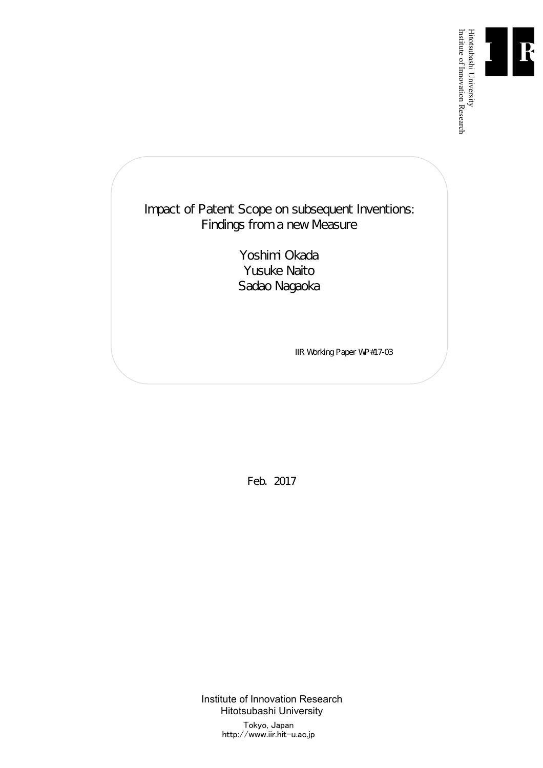Hitotsubashi University
Institute of Innovation Research

# Impact of Patent Scope on subsequent Inventions: Findings from a new Measure

Yoshimi Okada
Yusuke Naito
Sadao Nagaoka

IIR Working Paper WP#17-03

Feb. 2017

Institute of Innovation Research
Hitotsubashi University
Tokyo, Japan
http://www.iir.hit-u.ac.jp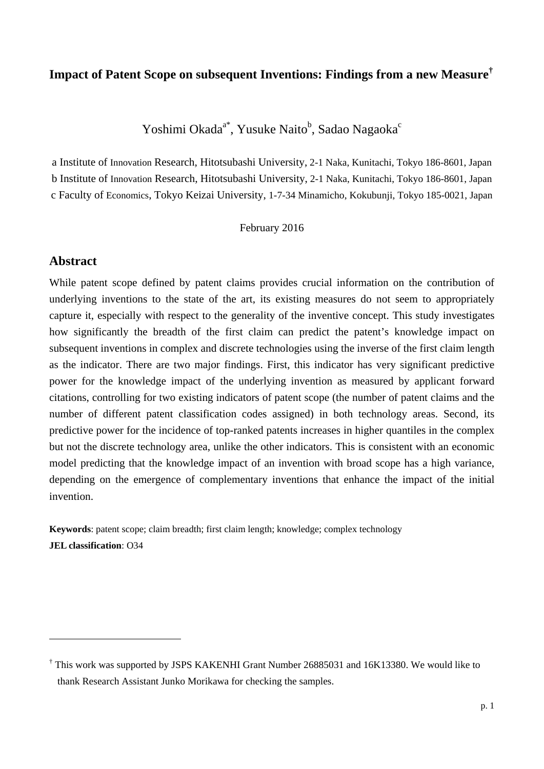**Impact of Patent Scope on subsequent Inventions: Findings from a new Measure[†]**

Yoshimi Okada[a*], Yusuke Naito[b], Sadao Nagaoka[c]

a Institute of Innovation Research, Hitotsubashi University, 2-1 Naka, Kunitachi, Tokyo 186-8601, Japan
b Institute of Innovation Research, Hitotsubashi University, 2-1 Naka, Kunitachi, Tokyo 186-8601, Japan
c Faculty of Economics, Tokyo Keizai University, 1-7-34 Minamicho, Kokubunji, Tokyo 185-0021, Japan

February 2016

## Abstract

While patent scope defined by patent claims provides crucial information on the contribution of underlying inventions to the state of the art, its existing measures do not seem to appropriately capture it, especially with respect to the generality of the inventive concept. This study investigates how significantly the breadth of the first claim can predict the patent's knowledge impact on subsequent inventions in complex and discrete technologies using the inverse of the first claim length as the indicator. There are two major findings. First, this indicator has very significant predictive power for the knowledge impact of the underlying invention as measured by applicant forward citations, controlling for two existing indicators of patent scope (the number of patent claims and the number of different patent classification codes assigned) in both technology areas. Second, its predictive power for the incidence of top-ranked patents increases in higher quantiles in the complex but not the discrete technology area, unlike the other indicators. This is consistent with an economic model predicting that the knowledge impact of an invention with broad scope has a high variance, depending on the emergence of complementary inventions that enhance the impact of the initial invention.

**Keywords**: patent scope; claim breadth; first claim length; knowledge; complex technology
**JEL classification**: O34

---

[†] This work was supported by JSPS KAKENHI Grant Number 26885031 and 16K13380. We would like to thank Research Assistant Junko Morikawa for checking the samples.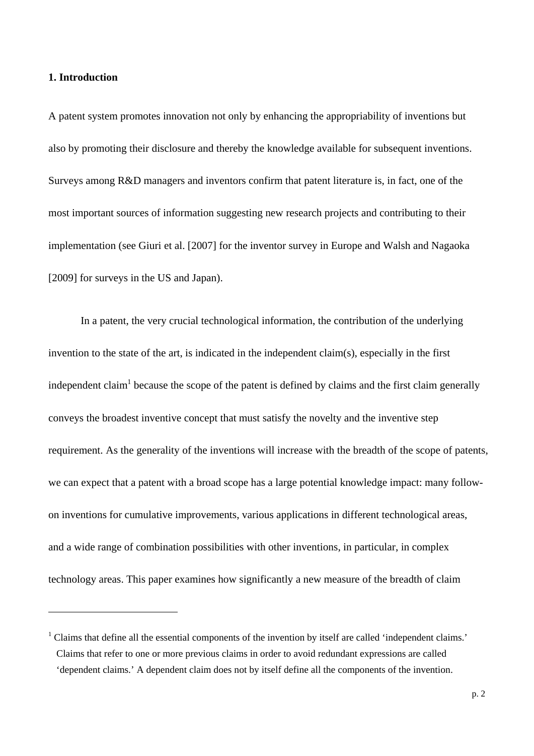## 1. Introduction

A patent system promotes innovation not only by enhancing the appropriability of inventions but also by promoting their disclosure and thereby the knowledge available for subsequent inventions. Surveys among R&D managers and inventors confirm that patent literature is, in fact, one of the most important sources of information suggesting new research projects and contributing to their implementation (see Giuri et al. [2007] for the inventor survey in Europe and Walsh and Nagaoka [2009] for surveys in the US and Japan).

In a patent, the very crucial technological information, the contribution of the underlying invention to the state of the art, is indicated in the independent claim(s), especially in the first independent claim[1] because the scope of the patent is defined by claims and the first claim generally conveys the broadest inventive concept that must satisfy the novelty and the inventive step requirement. As the generality of the inventions will increase with the breadth of the scope of patents, we can expect that a patent with a broad scope has a large potential knowledge impact: many follow-on inventions for cumulative improvements, various applications in different technological areas, and a wide range of combination possibilities with other inventions, in particular, in complex technology areas. This paper examines how significantly a new measure of the breadth of claim

---

[1] Claims that define all the essential components of the invention by itself are called 'independent claims.' Claims that refer to one or more previous claims in order to avoid redundant expressions are called 'dependent claims.' A dependent claim does not by itself define all the components of the invention.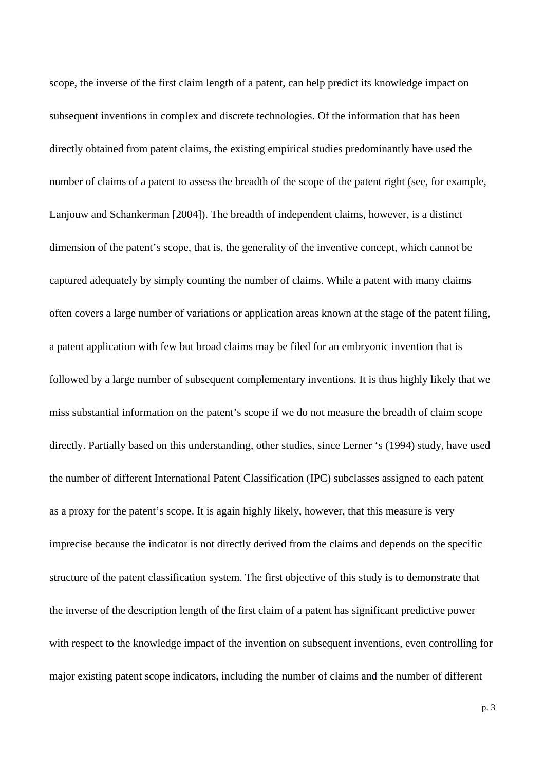scope, the inverse of the first claim length of a patent, can help predict its knowledge impact on subsequent inventions in complex and discrete technologies. Of the information that has been directly obtained from patent claims, the existing empirical studies predominantly have used the number of claims of a patent to assess the breadth of the scope of the patent right (see, for example, Lanjouw and Schankerman [2004]). The breadth of independent claims, however, is a distinct dimension of the patent's scope, that is, the generality of the inventive concept, which cannot be captured adequately by simply counting the number of claims. While a patent with many claims often covers a large number of variations or application areas known at the stage of the patent filing, a patent application with few but broad claims may be filed for an embryonic invention that is followed by a large number of subsequent complementary inventions. It is thus highly likely that we miss substantial information on the patent's scope if we do not measure the breadth of claim scope directly. Partially based on this understanding, other studies, since Lerner 's (1994) study, have used the number of different International Patent Classification (IPC) subclasses assigned to each patent as a proxy for the patent's scope. It is again highly likely, however, that this measure is very imprecise because the indicator is not directly derived from the claims and depends on the specific structure of the patent classification system. The first objective of this study is to demonstrate that the inverse of the description length of the first claim of a patent has significant predictive power with respect to the knowledge impact of the invention on subsequent inventions, even controlling for major existing patent scope indicators, including the number of claims and the number of different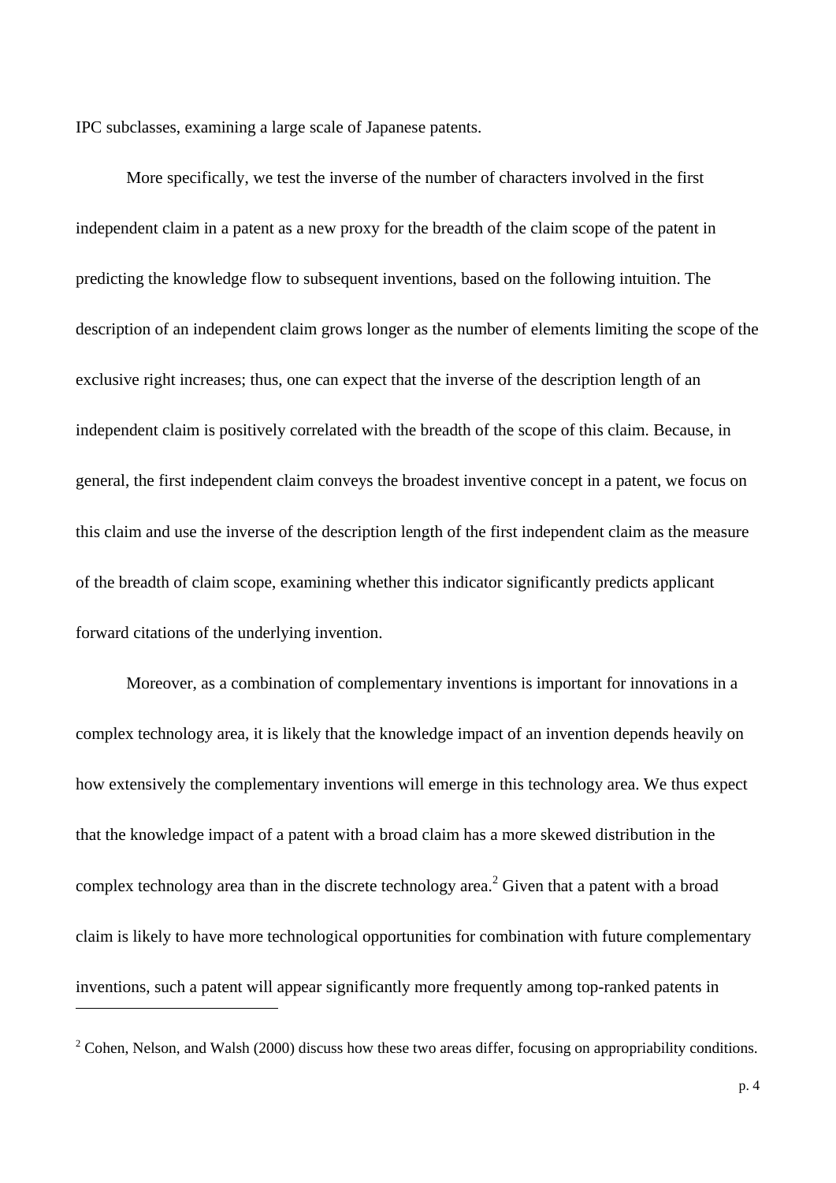IPC subclasses, examining a large scale of Japanese patents.

More specifically, we test the inverse of the number of characters involved in the first independent claim in a patent as a new proxy for the breadth of the claim scope of the patent in predicting the knowledge flow to subsequent inventions, based on the following intuition. The description of an independent claim grows longer as the number of elements limiting the scope of the exclusive right increases; thus, one can expect that the inverse of the description length of an independent claim is positively correlated with the breadth of the scope of this claim. Because, in general, the first independent claim conveys the broadest inventive concept in a patent, we focus on this claim and use the inverse of the description length of the first independent claim as the measure of the breadth of claim scope, examining whether this indicator significantly predicts applicant forward citations of the underlying invention.

Moreover, as a combination of complementary inventions is important for innovations in a complex technology area, it is likely that the knowledge impact of an invention depends heavily on how extensively the complementary inventions will emerge in this technology area. We thus expect that the knowledge impact of a patent with a broad claim has a more skewed distribution in the complex technology area than in the discrete technology area.[2] Given that a patent with a broad claim is likely to have more technological opportunities for combination with future complementary inventions, such a patent will appear significantly more frequently among top-ranked patents in

---

[2] Cohen, Nelson, and Walsh (2000) discuss how these two areas differ, focusing on appropriability conditions.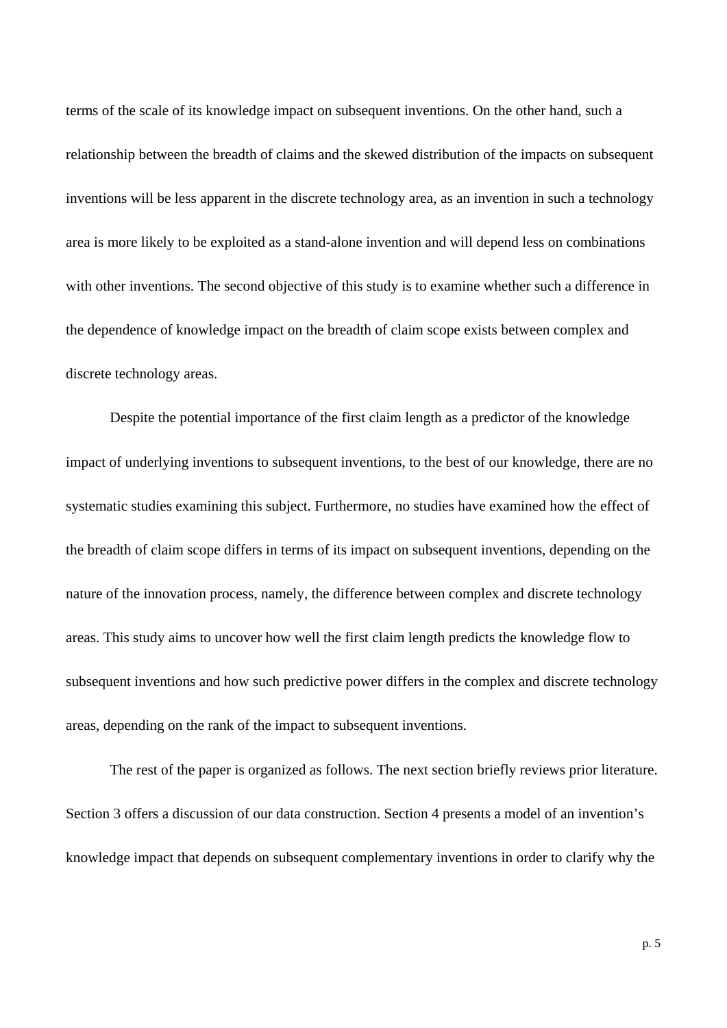terms of the scale of its knowledge impact on subsequent inventions. On the other hand, such a relationship between the breadth of claims and the skewed distribution of the impacts on subsequent inventions will be less apparent in the discrete technology area, as an invention in such a technology area is more likely to be exploited as a stand-alone invention and will depend less on combinations with other inventions. The second objective of this study is to examine whether such a difference in the dependence of knowledge impact on the breadth of claim scope exists between complex and discrete technology areas.

Despite the potential importance of the first claim length as a predictor of the knowledge impact of underlying inventions to subsequent inventions, to the best of our knowledge, there are no systematic studies examining this subject. Furthermore, no studies have examined how the effect of the breadth of claim scope differs in terms of its impact on subsequent inventions, depending on the nature of the innovation process, namely, the difference between complex and discrete technology areas. This study aims to uncover how well the first claim length predicts the knowledge flow to subsequent inventions and how such predictive power differs in the complex and discrete technology areas, depending on the rank of the impact to subsequent inventions.

The rest of the paper is organized as follows. The next section briefly reviews prior literature. Section 3 offers a discussion of our data construction. Section 4 presents a model of an invention's knowledge impact that depends on subsequent complementary inventions in order to clarify why the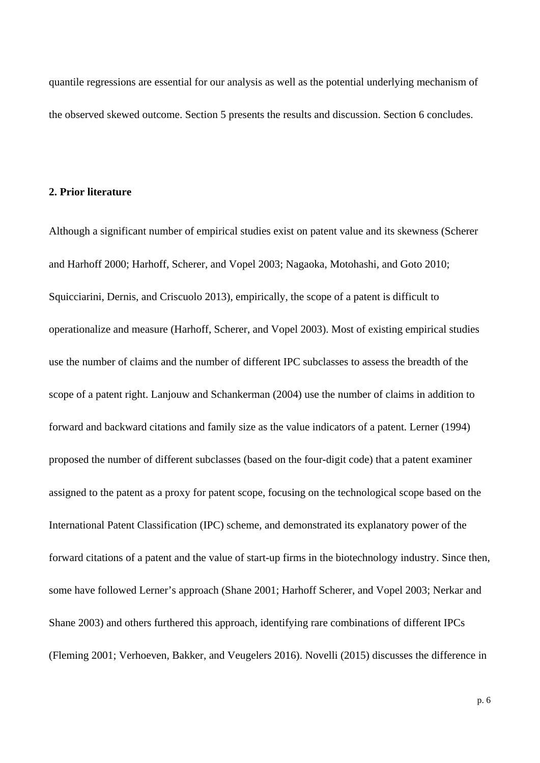quantile regressions are essential for our analysis as well as the potential underlying mechanism of the observed skewed outcome. Section 5 presents the results and discussion. Section 6 concludes.

## 2. Prior literature

Although a significant number of empirical studies exist on patent value and its skewness (Scherer and Harhoff 2000; Harhoff, Scherer, and Vopel 2003; Nagaoka, Motohashi, and Goto 2010; Squicciarini, Dernis, and Criscuolo 2013), empirically, the scope of a patent is difficult to operationalize and measure (Harhoff, Scherer, and Vopel 2003). Most of existing empirical studies use the number of claims and the number of different IPC subclasses to assess the breadth of the scope of a patent right. Lanjouw and Schankerman (2004) use the number of claims in addition to forward and backward citations and family size as the value indicators of a patent. Lerner (1994) proposed the number of different subclasses (based on the four-digit code) that a patent examiner assigned to the patent as a proxy for patent scope, focusing on the technological scope based on the International Patent Classification (IPC) scheme, and demonstrated its explanatory power of the forward citations of a patent and the value of start-up firms in the biotechnology industry. Since then, some have followed Lerner's approach (Shane 2001; Harhoff Scherer, and Vopel 2003; Nerkar and Shane 2003) and others furthered this approach, identifying rare combinations of different IPCs (Fleming 2001; Verhoeven, Bakker, and Veugelers 2016). Novelli (2015) discusses the difference in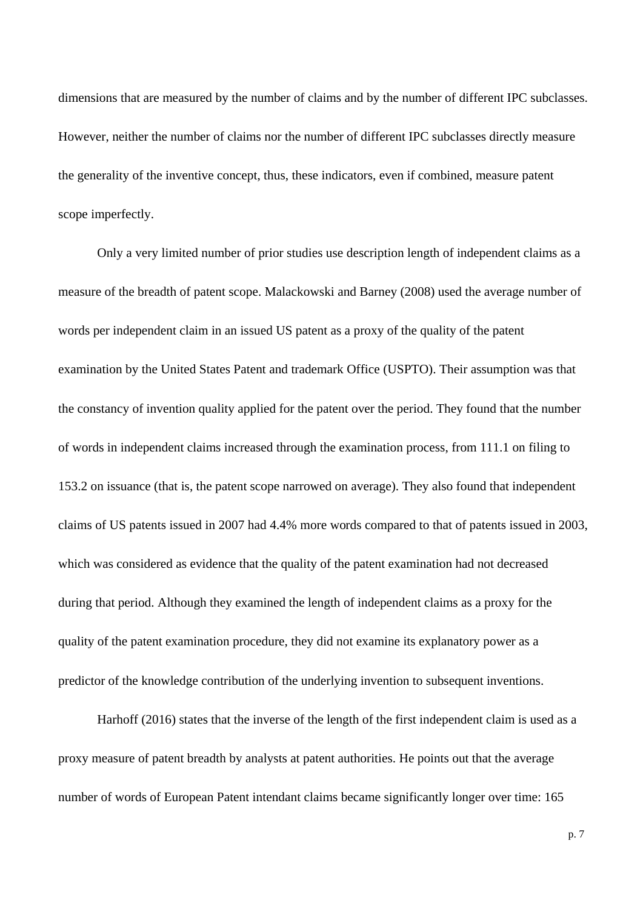dimensions that are measured by the number of claims and by the number of different IPC subclasses. However, neither the number of claims nor the number of different IPC subclasses directly measure the generality of the inventive concept, thus, these indicators, even if combined, measure patent scope imperfectly.

Only a very limited number of prior studies use description length of independent claims as a measure of the breadth of patent scope. Malackowski and Barney (2008) used the average number of words per independent claim in an issued US patent as a proxy of the quality of the patent examination by the United States Patent and trademark Office (USPTO). Their assumption was that the constancy of invention quality applied for the patent over the period. They found that the number of words in independent claims increased through the examination process, from 111.1 on filing to 153.2 on issuance (that is, the patent scope narrowed on average). They also found that independent claims of US patents issued in 2007 had 4.4% more words compared to that of patents issued in 2003, which was considered as evidence that the quality of the patent examination had not decreased during that period. Although they examined the length of independent claims as a proxy for the quality of the patent examination procedure, they did not examine its explanatory power as a predictor of the knowledge contribution of the underlying invention to subsequent inventions.

Harhoff (2016) states that the inverse of the length of the first independent claim is used as a proxy measure of patent breadth by analysts at patent authorities. He points out that the average number of words of European Patent intendant claims became significantly longer over time: 165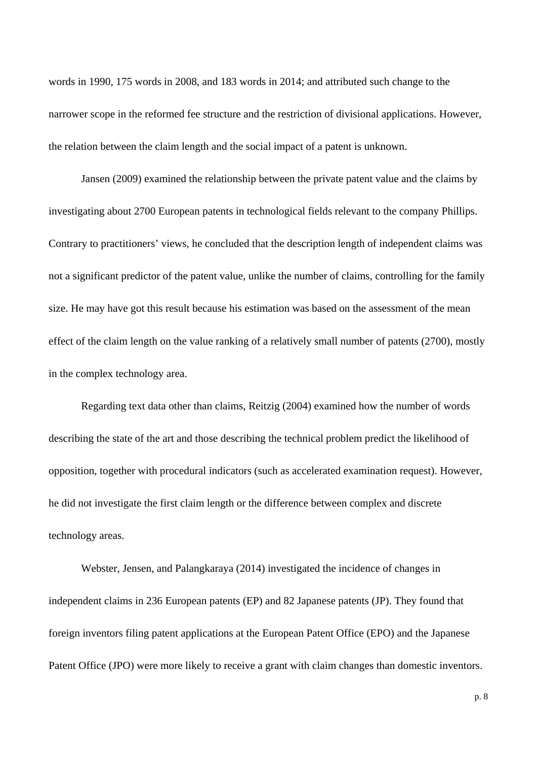words in 1990, 175 words in 2008, and 183 words in 2014; and attributed such change to the narrower scope in the reformed fee structure and the restriction of divisional applications. However, the relation between the claim length and the social impact of a patent is unknown.

Jansen (2009) examined the relationship between the private patent value and the claims by investigating about 2700 European patents in technological fields relevant to the company Phillips. Contrary to practitioners' views, he concluded that the description length of independent claims was not a significant predictor of the patent value, unlike the number of claims, controlling for the family size. He may have got this result because his estimation was based on the assessment of the mean effect of the claim length on the value ranking of a relatively small number of patents (2700), mostly in the complex technology area.

Regarding text data other than claims, Reitzig (2004) examined how the number of words describing the state of the art and those describing the technical problem predict the likelihood of opposition, together with procedural indicators (such as accelerated examination request). However, he did not investigate the first claim length or the difference between complex and discrete technology areas.

Webster, Jensen, and Palangkaraya (2014) investigated the incidence of changes in independent claims in 236 European patents (EP) and 82 Japanese patents (JP). They found that foreign inventors filing patent applications at the European Patent Office (EPO) and the Japanese Patent Office (JPO) were more likely to receive a grant with claim changes than domestic inventors.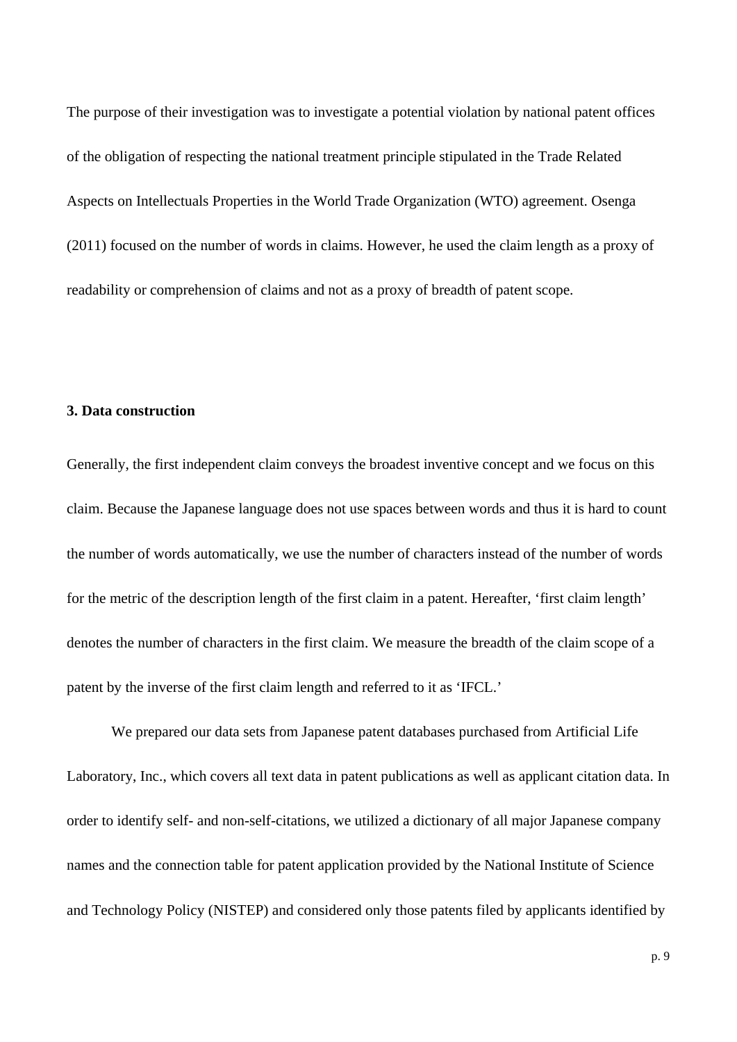The purpose of their investigation was to investigate a potential violation by national patent offices of the obligation of respecting the national treatment principle stipulated in the Trade Related Aspects on Intellectuals Properties in the World Trade Organization (WTO) agreement. Osenga (2011) focused on the number of words in claims. However, he used the claim length as a proxy of readability or comprehension of claims and not as a proxy of breadth of patent scope.

## 3. Data construction

Generally, the first independent claim conveys the broadest inventive concept and we focus on this claim. Because the Japanese language does not use spaces between words and thus it is hard to count the number of words automatically, we use the number of characters instead of the number of words for the metric of the description length of the first claim in a patent. Hereafter, 'first claim length' denotes the number of characters in the first claim. We measure the breadth of the claim scope of a patent by the inverse of the first claim length and referred to it as 'IFCL.'

We prepared our data sets from Japanese patent databases purchased from Artificial Life Laboratory, Inc., which covers all text data in patent publications as well as applicant citation data. In order to identify self- and non-self-citations, we utilized a dictionary of all major Japanese company names and the connection table for patent application provided by the National Institute of Science and Technology Policy (NISTEP) and considered only those patents filed by applicants identified by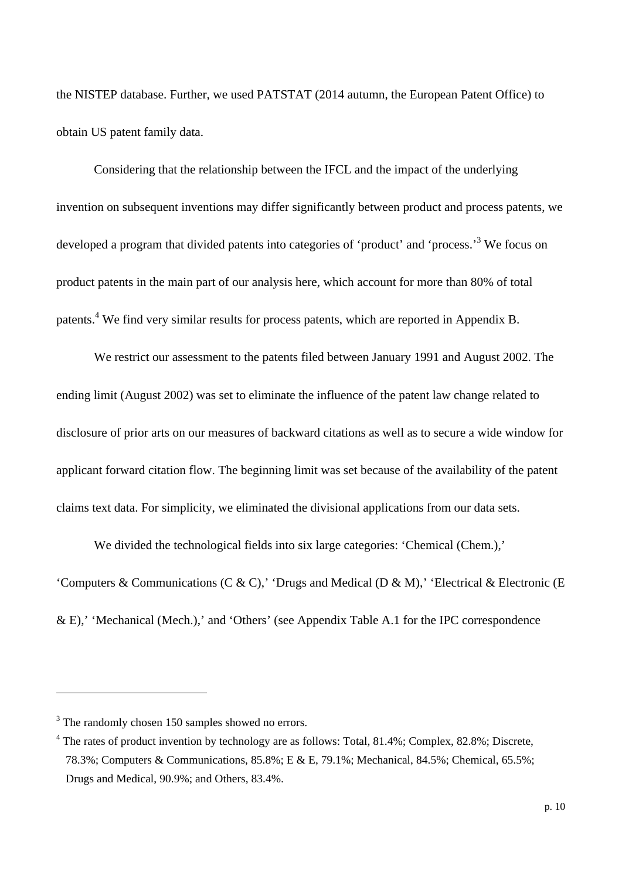the NISTEP database. Further, we used PATSTAT (2014 autumn, the European Patent Office) to obtain US patent family data.

Considering that the relationship between the IFCL and the impact of the underlying invention on subsequent inventions may differ significantly between product and process patents, we developed a program that divided patents into categories of 'product' and 'process.'[3] We focus on product patents in the main part of our analysis here, which account for more than 80% of total patents.[4] We find very similar results for process patents, which are reported in Appendix B.

We restrict our assessment to the patents filed between January 1991 and August 2002. The ending limit (August 2002) was set to eliminate the influence of the patent law change related to disclosure of prior arts on our measures of backward citations as well as to secure a wide window for applicant forward citation flow. The beginning limit was set because of the availability of the patent claims text data. For simplicity, we eliminated the divisional applications from our data sets.

We divided the technological fields into six large categories: 'Chemical (Chem.),' 'Computers & Communications (C & C),' 'Drugs and Medical (D & M),' 'Electrical & Electronic (E & E),' 'Mechanical (Mech.),' and 'Others' (see Appendix Table A.1 for the IPC correspondence

---

[3] The randomly chosen 150 samples showed no errors.

[4] The rates of product invention by technology are as follows: Total, 81.4%; Complex, 82.8%; Discrete, 78.3%; Computers & Communications, 85.8%; E & E, 79.1%; Mechanical, 84.5%; Chemical, 65.5%; Drugs and Medical, 90.9%; and Others, 83.4%.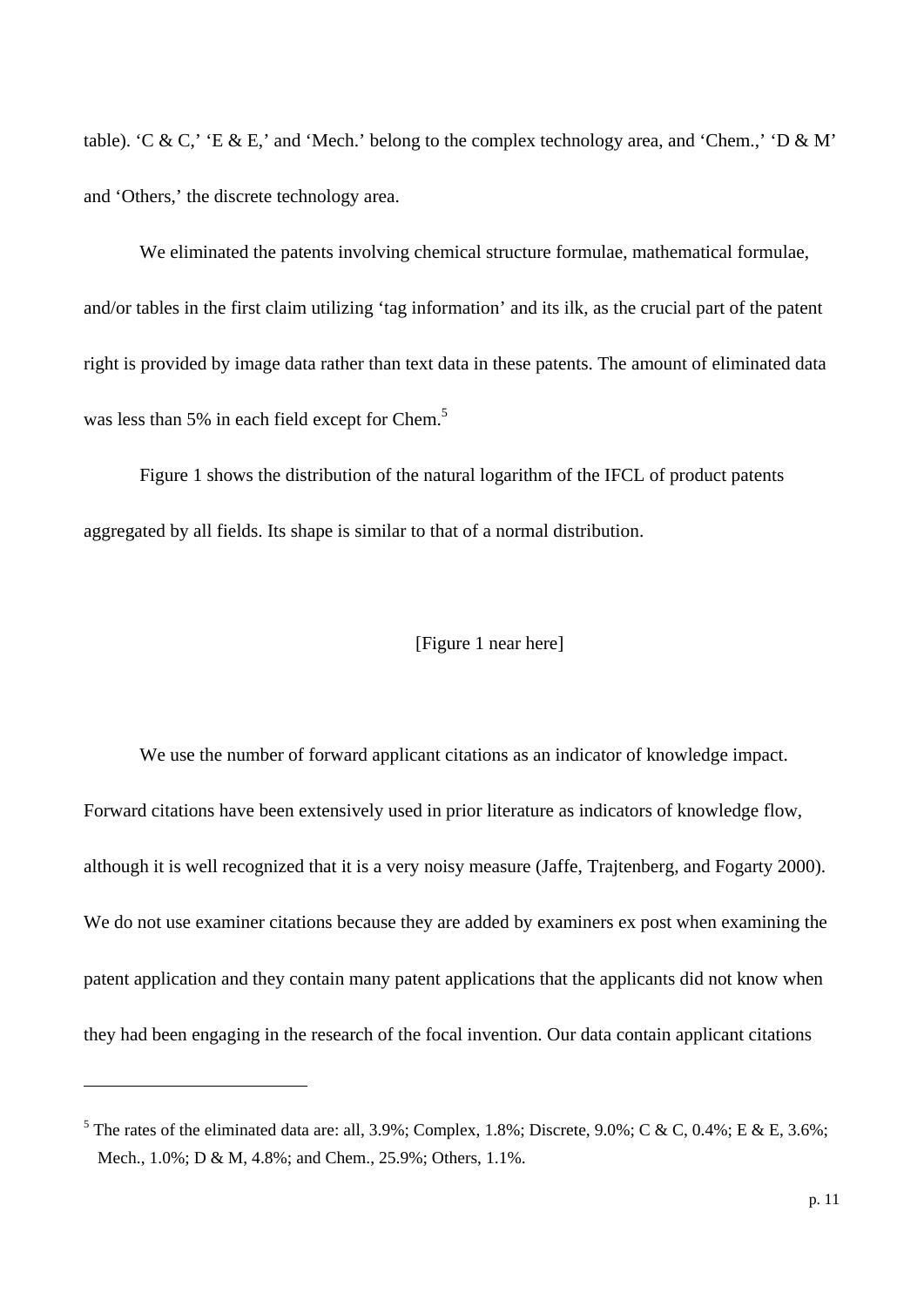table). ‘C & C,’ ‘E & E,’ and ‘Mech.’ belong to the complex technology area, and ‘Chem.,’ ‘D & M’ and ‘Others,’ the discrete technology area.

We eliminated the patents involving chemical structure formulae, mathematical formulae, and/or tables in the first claim utilizing ‘tag information’ and its ilk, as the crucial part of the patent right is provided by image data rather than text data in these patents. The amount of eliminated data was less than 5% in each field except for Chem.[5]

Figure 1 shows the distribution of the natural logarithm of the IFCL of product patents aggregated by all fields. Its shape is similar to that of a normal distribution.

[Figure 1 near here]

We use the number of forward applicant citations as an indicator of knowledge impact. Forward citations have been extensively used in prior literature as indicators of knowledge flow, although it is well recognized that it is a very noisy measure (Jaffe, Trajtenberg, and Fogarty 2000). We do not use examiner citations because they are added by examiners ex post when examining the patent application and they contain many patent applications that the applicants did not know when they had been engaging in the research of the focal invention. Our data contain applicant citations

---

[5] The rates of the eliminated data are: all, 3.9%; Complex, 1.8%; Discrete, 9.0%; C & C, 0.4%; E & E, 3.6%; Mech., 1.0%; D & M, 4.8%; and Chem., 25.9%; Others, 1.1%.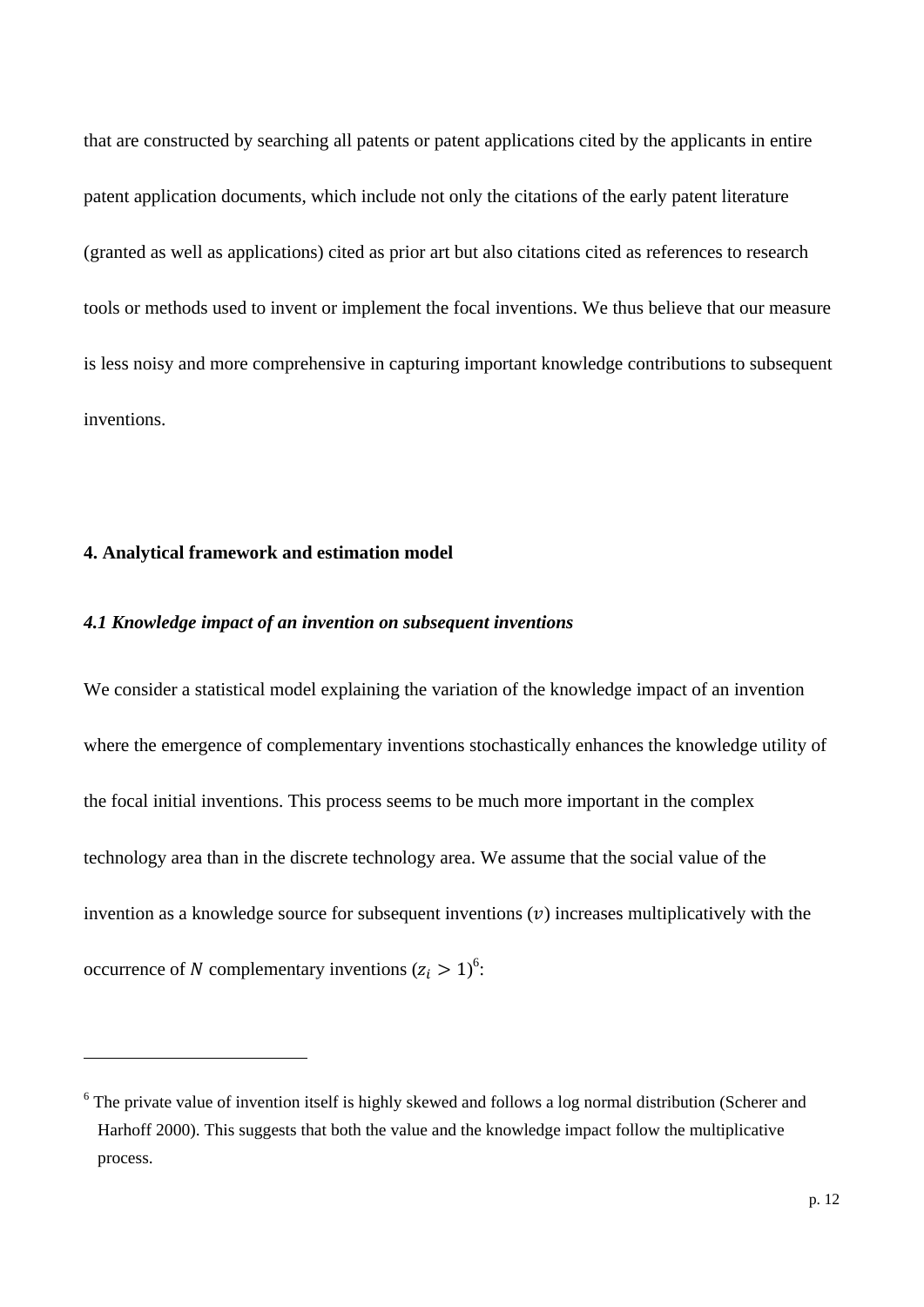that are constructed by searching all patents or patent applications cited by the applicants in entire patent application documents, which include not only the citations of the early patent literature (granted as well as applications) cited as prior art but also citations cited as references to research tools or methods used to invent or implement the focal inventions. We thus believe that our measure is less noisy and more comprehensive in capturing important knowledge contributions to subsequent inventions.

## 4. Analytical framework and estimation model

### *4.1 Knowledge impact of an invention on subsequent inventions*

We consider a statistical model explaining the variation of the knowledge impact of an invention where the emergence of complementary inventions stochastically enhances the knowledge utility of the focal initial inventions. This process seems to be much more important in the complex technology area than in the discrete technology area. We assume that the social value of the invention as a knowledge source for subsequent inventions ($v$) increases multiplicatively with the occurrence of $N$ complementary inventions ($z_i > 1$)[6]:

---

[6] The private value of invention itself is highly skewed and follows a log normal distribution (Scherer and Harhoff 2000). This suggests that both the value and the knowledge impact follow the multiplicative process.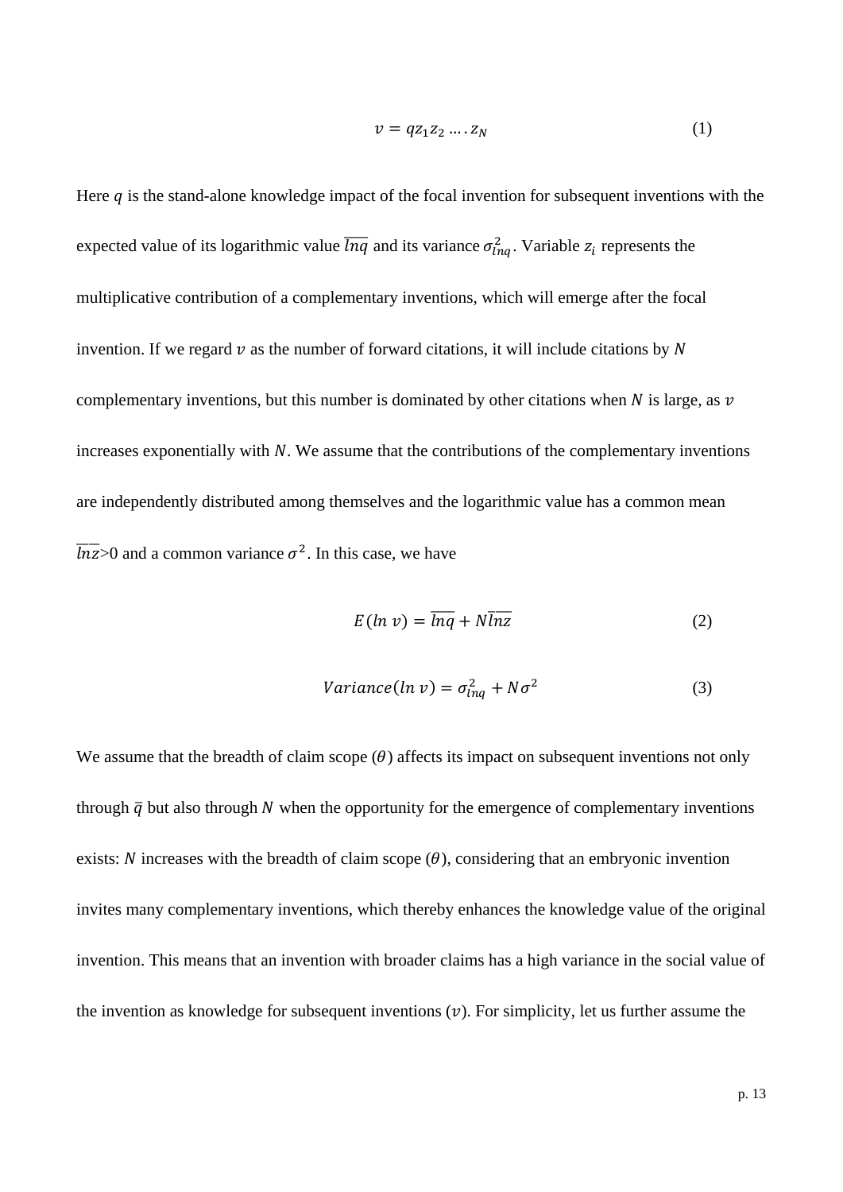$$v = qz_1z_2 \ldots . z_N \tag{1}$$

Here $q$ is the stand-alone knowledge impact of the focal invention for subsequent inventions with the expected value of its logarithmic value $\overline{lnq}$ and its variance $\sigma_{lnq}^2$. Variable $z_i$ represents the multiplicative contribution of a complementary inventions, which will emerge after the focal invention. If we regard $v$ as the number of forward citations, it will include citations by $N$ complementary inventions, but this number is dominated by other citations when $N$ is large, as $v$ increases exponentially with $N$. We assume that the contributions of the complementary inventions are independently distributed among themselves and the logarithmic value has a common mean $\overline{lnz}$>0 and a common variance $\sigma^2$. In this case, we have

$$E(ln\ v) = \overline{lnq} + N\overline{lnz} \tag{2}$$

$$Variance(ln\ v) = \sigma_{lnq}^2 + N\sigma^2 \tag{3}$$

We assume that the breadth of claim scope ($\theta$) affects its impact on subsequent inventions not only through $\bar{q}$ but also through $N$ when the opportunity for the emergence of complementary inventions exists: $N$ increases with the breadth of claim scope ($\theta$), considering that an embryonic invention invites many complementary inventions, which thereby enhances the knowledge value of the original invention. This means that an invention with broader claims has a high variance in the social value of the invention as knowledge for subsequent inventions ($v$). For simplicity, let us further assume the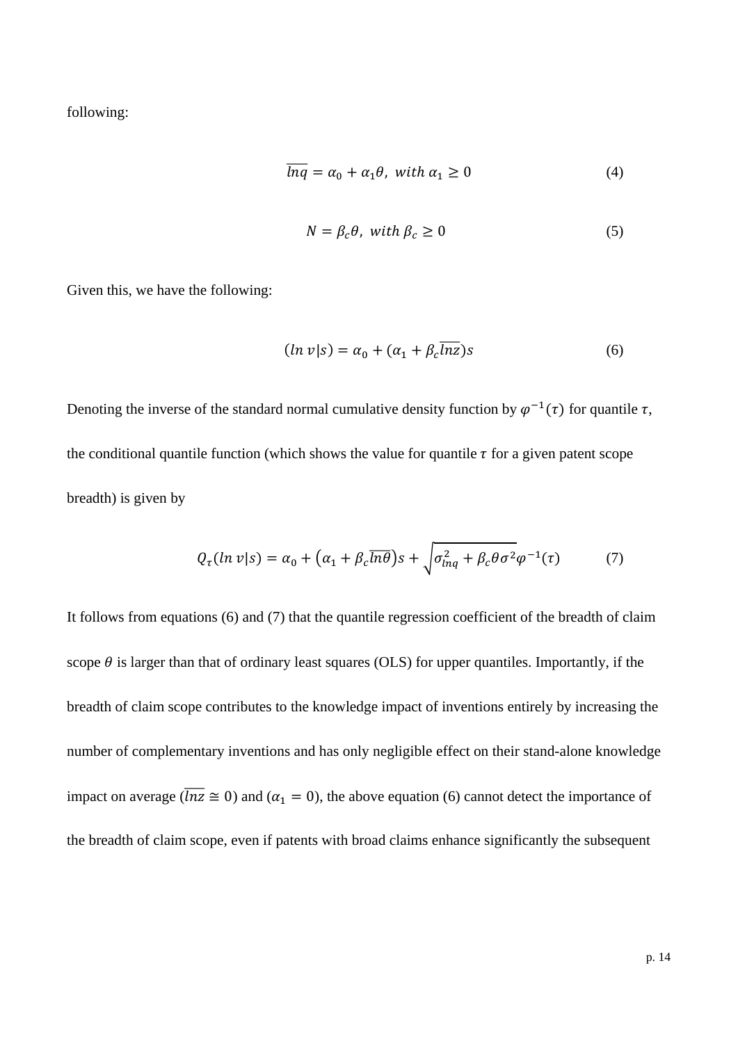following:

$$\overline{lnq} = \alpha_0 + \alpha_1\theta,\ with\ \alpha_1 \geq 0 \tag{4}$$

$$N = \beta_c\theta,\ with\ \beta_c \geq 0 \tag{5}$$

Given this, we have the following:

$$(ln\ v|s) = \alpha_0 + (\alpha_1 + \beta_c\overline{lnz})s \tag{6}$$

Denoting the inverse of the standard normal cumulative density function by $\varphi^{-1}(\tau)$ for quantile $\tau$, the conditional quantile function (which shows the value for quantile $\tau$ for a given patent scope breadth) is given by

$$Q_\tau(ln\ v|s) = \alpha_0 + \left(\alpha_1 + \beta_c\overline{ln\theta}\right)s + \sqrt{\sigma_{lnq}^2 + \beta_c\theta\sigma^2}\varphi^{-1}(\tau) \tag{7}$$

It follows from equations (6) and (7) that the quantile regression coefficient of the breadth of claim scope $\theta$ is larger than that of ordinary least squares (OLS) for upper quantiles. Importantly, if the breadth of claim scope contributes to the knowledge impact of inventions entirely by increasing the number of complementary inventions and has only negligible effect on their stand-alone knowledge impact on average ($\overline{lnz} \cong 0$) and ($\alpha_1 = 0$), the above equation (6) cannot detect the importance of the breadth of claim scope, even if patents with broad claims enhance significantly the subsequent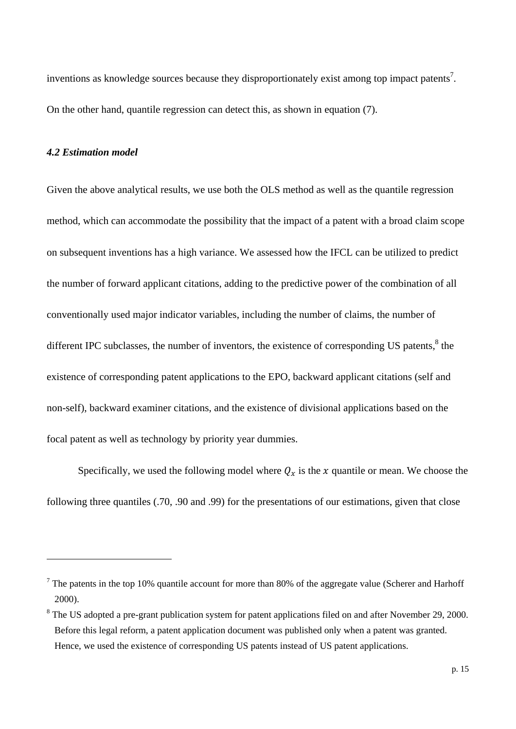inventions as knowledge sources because they disproportionately exist among top impact patents[7]. On the other hand, quantile regression can detect this, as shown in equation (7).

### *4.2 Estimation model*

Given the above analytical results, we use both the OLS method as well as the quantile regression method, which can accommodate the possibility that the impact of a patent with a broad claim scope on subsequent inventions has a high variance. We assessed how the IFCL can be utilized to predict the number of forward applicant citations, adding to the predictive power of the combination of all conventionally used major indicator variables, including the number of claims, the number of different IPC subclasses, the number of inventors, the existence of corresponding US patents,[8] the existence of corresponding patent applications to the EPO, backward applicant citations (self and non-self), backward examiner citations, and the existence of divisional applications based on the focal patent as well as technology by priority year dummies.

Specifically, we used the following model where $Q_x$ is the $x$ quantile or mean. We choose the following three quantiles (.70, .90 and .99) for the presentations of our estimations, given that close

---

[7] The patents in the top 10% quantile account for more than 80% of the aggregate value (Scherer and Harhoff 2000).

[8] The US adopted a pre-grant publication system for patent applications filed on and after November 29, 2000. Before this legal reform, a patent application document was published only when a patent was granted. Hence, we used the existence of corresponding US patents instead of US patent applications.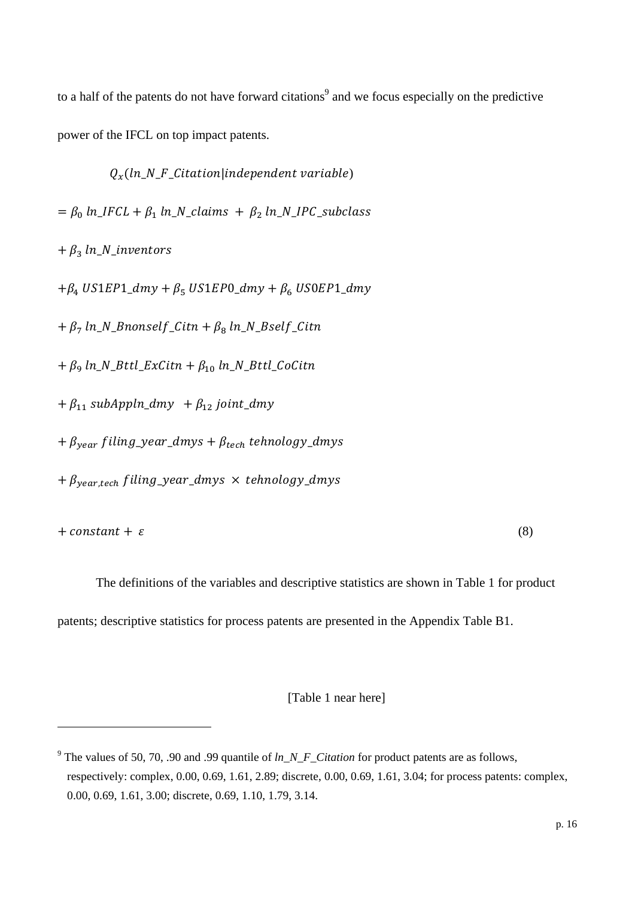to a half of the patents do not have forward citations[9] and we focus especially on the predictive power of the IFCL on top impact patents.

$$
\begin{aligned}
& Q_x(ln\_N\_F\_Citation|independent\ variable) \\
&= \beta_0\ ln\_IFCL + \beta_1\ ln\_N\_claims\ +\ \beta_2\ ln\_N\_IPC\_subclass \\
&+ \beta_3\ ln\_N\_inventors \\
&+ \beta_4\ US1EP1\_dmy + \beta_5\ US1EP0\_dmy + \beta_6\ US0EP1\_dmy \\
&+ \beta_7\ ln\_N\_Bnonself\_Citn + \beta_8\ ln\_N\_Bself\_Citn \\
&+ \beta_9\ ln\_N\_Bttl\_ExCitn + \beta_{10}\ ln\_N\_Bttl\_CoCitn \\
&+ \beta_{11}\ subAppln\_dmy\ \ + \beta_{12}\ joint\_dmy \\
&+ \beta_{year}\ filing\_year\_dmys + \beta_{tech}\ tehnology\_dmys \\
&+ \beta_{year,tech}\ filing\_year\_dmys\ \times\ tehnology\_dmys \\
&+ constant\ +\ \varepsilon
\end{aligned} \tag{8}
$$

The definitions of the variables and descriptive statistics are shown in Table 1 for product patents; descriptive statistics for process patents are presented in the Appendix Table B1.

[Table 1 near here]

---

[9] The values of 50, 70, .90 and .99 quantile of *ln_N_F_Citation* for product patents are as follows, respectively: complex, 0.00, 0.69, 1.61, 2.89; discrete, 0.00, 0.69, 1.61, 3.04; for process patents: complex, 0.00, 0.69, 1.61, 3.00; discrete, 0.69, 1.10, 1.79, 3.14.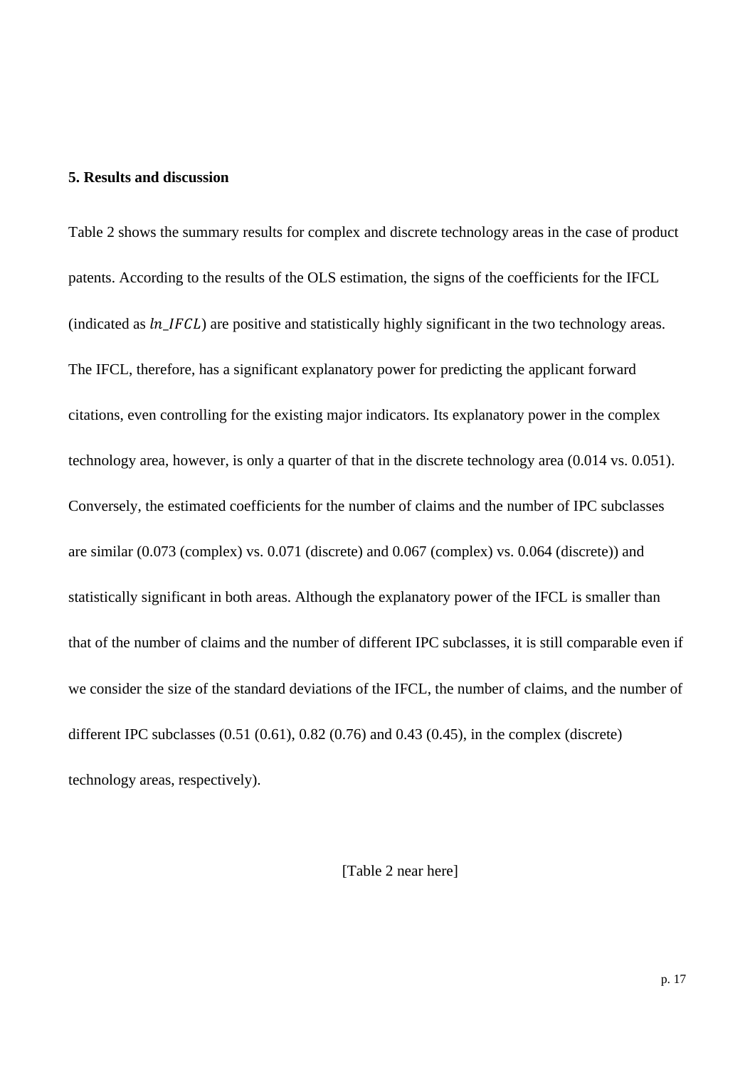## 5. Results and discussion

Table 2 shows the summary results for complex and discrete technology areas in the case of product patents. According to the results of the OLS estimation, the signs of the coefficients for the IFCL (indicated as $ln\_IFCL$) are positive and statistically highly significant in the two technology areas. The IFCL, therefore, has a significant explanatory power for predicting the applicant forward citations, even controlling for the existing major indicators. Its explanatory power in the complex technology area, however, is only a quarter of that in the discrete technology area (0.014 vs. 0.051). Conversely, the estimated coefficients for the number of claims and the number of IPC subclasses are similar (0.073 (complex) vs. 0.071 (discrete) and 0.067 (complex) vs. 0.064 (discrete)) and statistically significant in both areas. Although the explanatory power of the IFCL is smaller than that of the number of claims and the number of different IPC subclasses, it is still comparable even if we consider the size of the standard deviations of the IFCL, the number of claims, and the number of different IPC subclasses (0.51 (0.61), 0.82 (0.76) and 0.43 (0.45), in the complex (discrete) technology areas, respectively).

[Table 2 near here]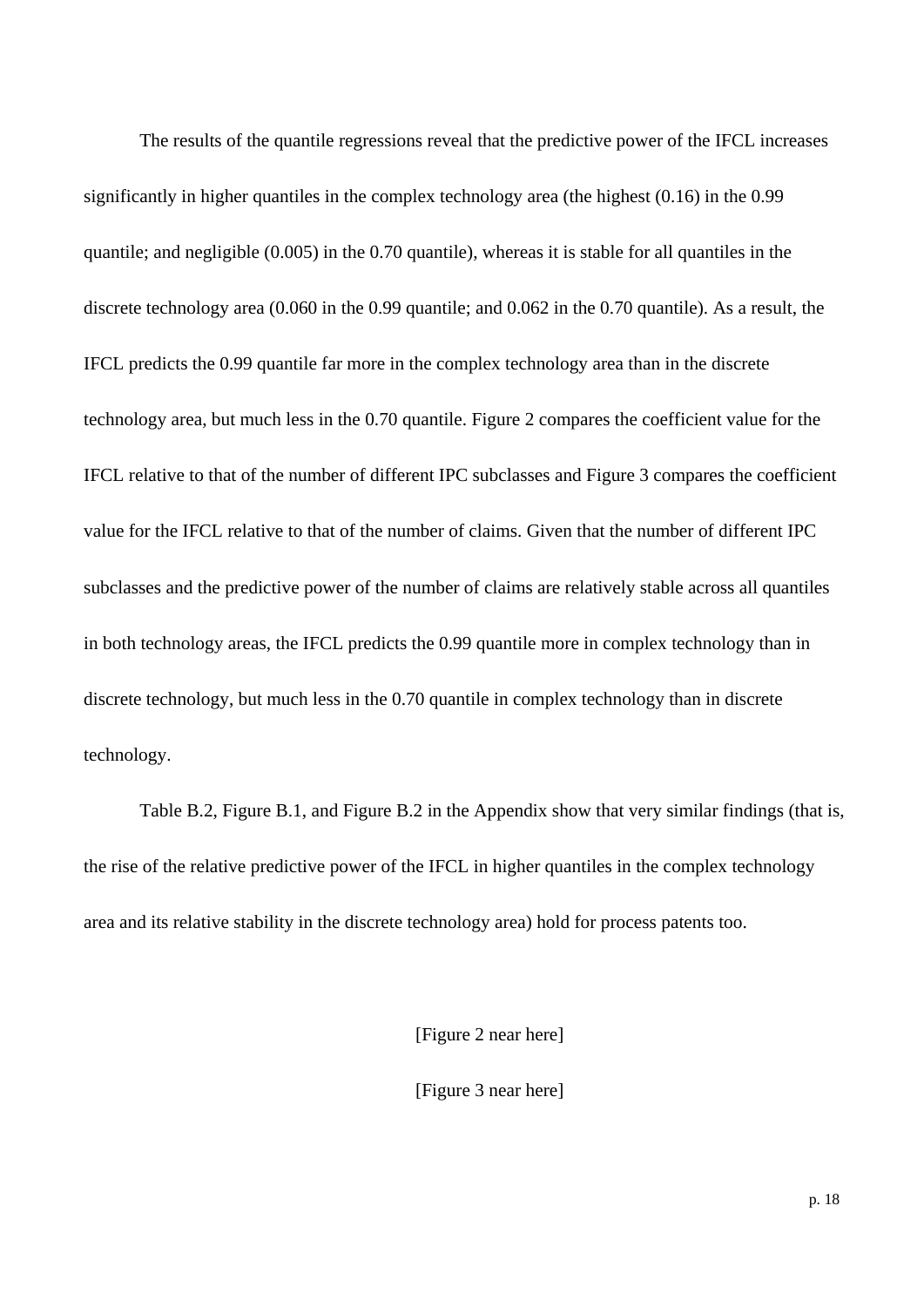The results of the quantile regressions reveal that the predictive power of the IFCL increases significantly in higher quantiles in the complex technology area (the highest (0.16) in the 0.99 quantile; and negligible (0.005) in the 0.70 quantile), whereas it is stable for all quantiles in the discrete technology area (0.060 in the 0.99 quantile; and 0.062 in the 0.70 quantile). As a result, the IFCL predicts the 0.99 quantile far more in the complex technology area than in the discrete technology area, but much less in the 0.70 quantile. Figure 2 compares the coefficient value for the IFCL relative to that of the number of different IPC subclasses and Figure 3 compares the coefficient value for the IFCL relative to that of the number of claims. Given that the number of different IPC subclasses and the predictive power of the number of claims are relatively stable across all quantiles in both technology areas, the IFCL predicts the 0.99 quantile more in complex technology than in discrete technology, but much less in the 0.70 quantile in complex technology than in discrete technology.

Table B.2, Figure B.1, and Figure B.2 in the Appendix show that very similar findings (that is, the rise of the relative predictive power of the IFCL in higher quantiles in the complex technology area and its relative stability in the discrete technology area) hold for process patents too.

[Figure 2 near here]

[Figure 3 near here]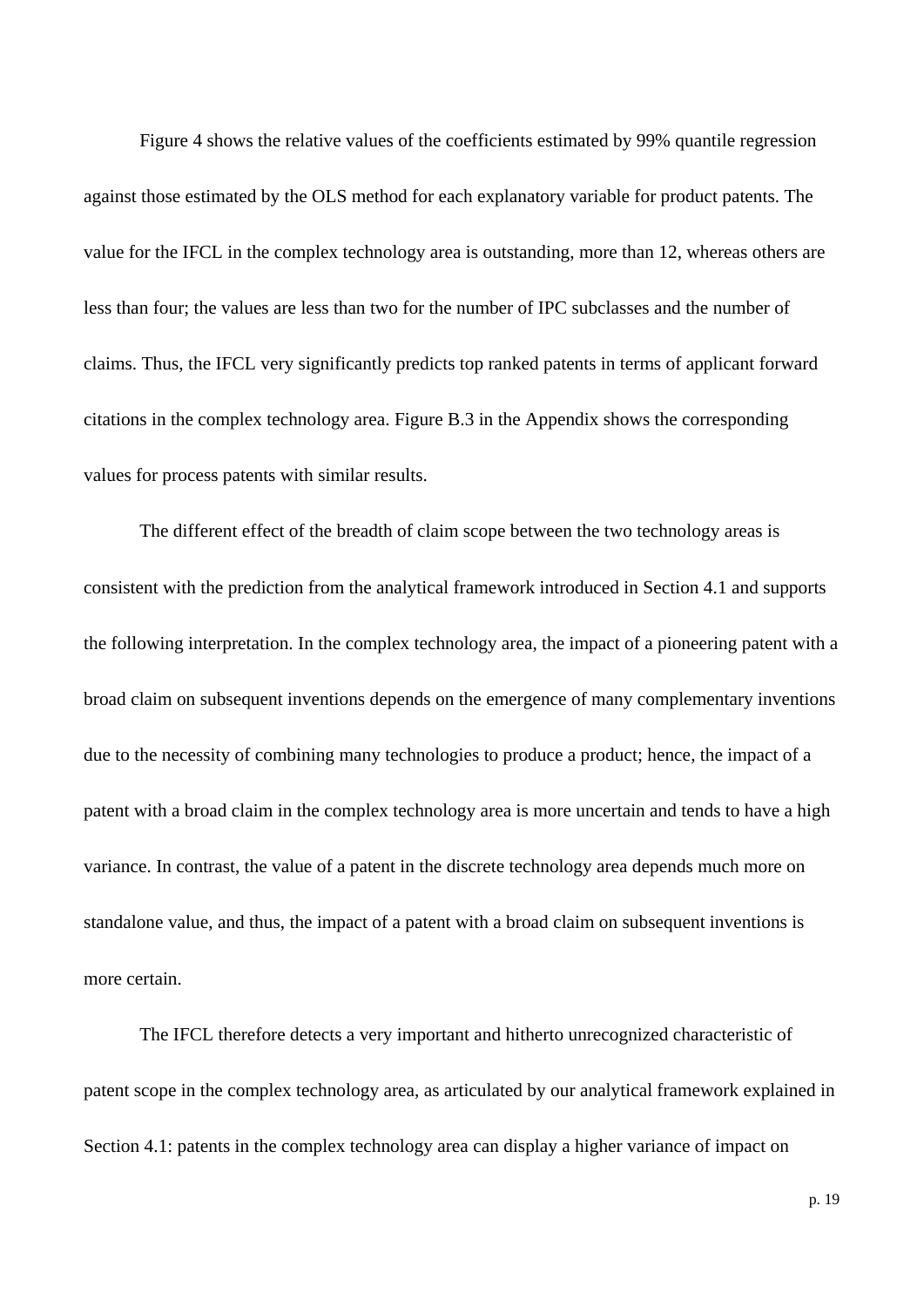Figure 4 shows the relative values of the coefficients estimated by 99% quantile regression against those estimated by the OLS method for each explanatory variable for product patents. The value for the IFCL in the complex technology area is outstanding, more than 12, whereas others are less than four; the values are less than two for the number of IPC subclasses and the number of claims. Thus, the IFCL very significantly predicts top ranked patents in terms of applicant forward citations in the complex technology area. Figure B.3 in the Appendix shows the corresponding values for process patents with similar results.

The different effect of the breadth of claim scope between the two technology areas is consistent with the prediction from the analytical framework introduced in Section 4.1 and supports the following interpretation. In the complex technology area, the impact of a pioneering patent with a broad claim on subsequent inventions depends on the emergence of many complementary inventions due to the necessity of combining many technologies to produce a product; hence, the impact of a patent with a broad claim in the complex technology area is more uncertain and tends to have a high variance. In contrast, the value of a patent in the discrete technology area depends much more on standalone value, and thus, the impact of a patent with a broad claim on subsequent inventions is more certain.

The IFCL therefore detects a very important and hitherto unrecognized characteristic of patent scope in the complex technology area, as articulated by our analytical framework explained in Section 4.1: patents in the complex technology area can display a higher variance of impact on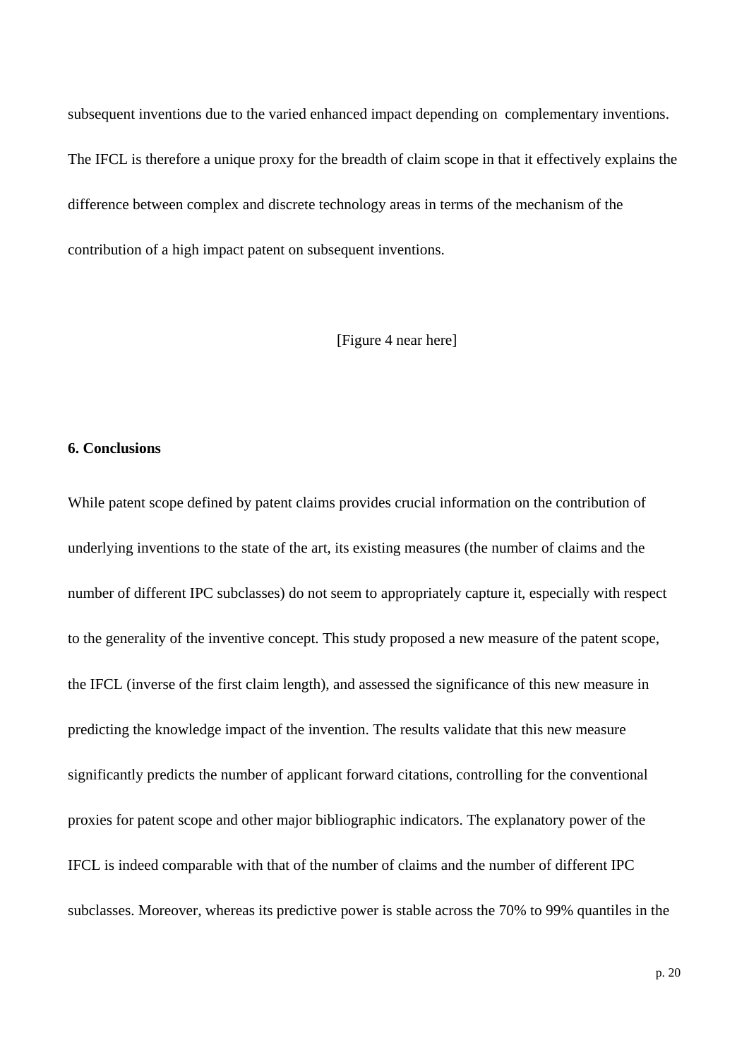subsequent inventions due to the varied enhanced impact depending on complementary inventions. The IFCL is therefore a unique proxy for the breadth of claim scope in that it effectively explains the difference between complex and discrete technology areas in terms of the mechanism of the contribution of a high impact patent on subsequent inventions.

[Figure 4 near here]

## 6. Conclusions

While patent scope defined by patent claims provides crucial information on the contribution of underlying inventions to the state of the art, its existing measures (the number of claims and the number of different IPC subclasses) do not seem to appropriately capture it, especially with respect to the generality of the inventive concept. This study proposed a new measure of the patent scope, the IFCL (inverse of the first claim length), and assessed the significance of this new measure in predicting the knowledge impact of the invention. The results validate that this new measure significantly predicts the number of applicant forward citations, controlling for the conventional proxies for patent scope and other major bibliographic indicators. The explanatory power of the IFCL is indeed comparable with that of the number of claims and the number of different IPC subclasses. Moreover, whereas its predictive power is stable across the 70% to 99% quantiles in the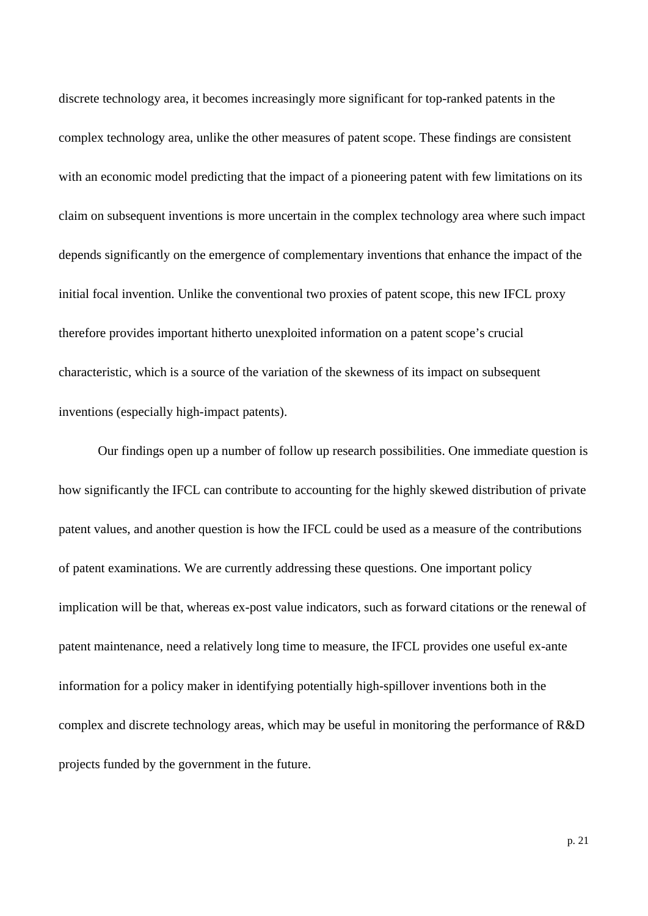discrete technology area, it becomes increasingly more significant for top-ranked patents in the complex technology area, unlike the other measures of patent scope. These findings are consistent with an economic model predicting that the impact of a pioneering patent with few limitations on its claim on subsequent inventions is more uncertain in the complex technology area where such impact depends significantly on the emergence of complementary inventions that enhance the impact of the initial focal invention. Unlike the conventional two proxies of patent scope, this new IFCL proxy therefore provides important hitherto unexploited information on a patent scope's crucial characteristic, which is a source of the variation of the skewness of its impact on subsequent inventions (especially high-impact patents).

Our findings open up a number of follow up research possibilities. One immediate question is how significantly the IFCL can contribute to accounting for the highly skewed distribution of private patent values, and another question is how the IFCL could be used as a measure of the contributions of patent examinations. We are currently addressing these questions. One important policy implication will be that, whereas ex-post value indicators, such as forward citations or the renewal of patent maintenance, need a relatively long time to measure, the IFCL provides one useful ex-ante information for a policy maker in identifying potentially high-spillover inventions both in the complex and discrete technology areas, which may be useful in monitoring the performance of R&D projects funded by the government in the future.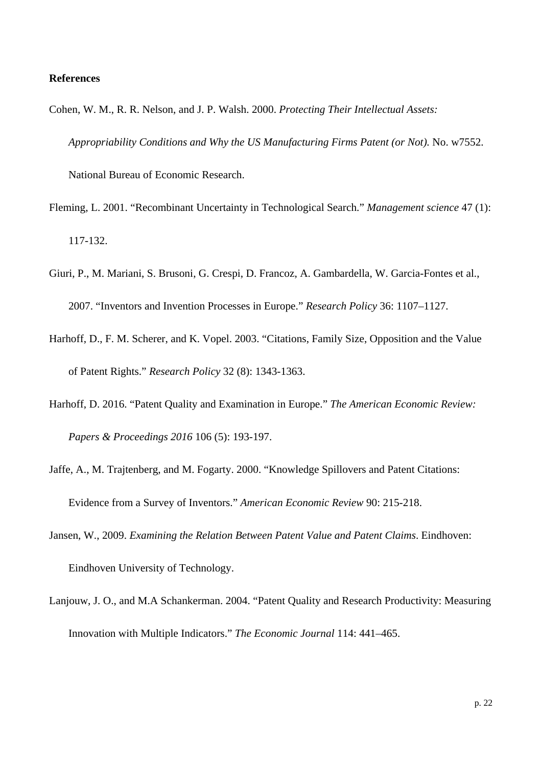**References**

Cohen, W. M., R. R. Nelson, and J. P. Walsh. 2000. *Protecting Their Intellectual Assets: Appropriability Conditions and Why the US Manufacturing Firms Patent (or Not).* No. w7552. National Bureau of Economic Research.

Fleming, L. 2001. "Recombinant Uncertainty in Technological Search." *Management science* 47 (1): 117-132.

Giuri, P., M. Mariani, S. Brusoni, G. Crespi, D. Francoz, A. Gambardella, W. Garcia-Fontes et al., 2007. "Inventors and Invention Processes in Europe." *Research Policy* 36: 1107–1127.

Harhoff, D., F. M. Scherer, and K. Vopel. 2003. "Citations, Family Size, Opposition and the Value of Patent Rights." *Research Policy* 32 (8): 1343-1363.

Harhoff, D. 2016. "Patent Quality and Examination in Europe." *The American Economic Review: Papers & Proceedings 2016* 106 (5): 193-197.

Jaffe, A., M. Trajtenberg, and M. Fogarty. 2000. "Knowledge Spillovers and Patent Citations: Evidence from a Survey of Inventors." *American Economic Review* 90: 215-218.

Jansen, W., 2009. *Examining the Relation Between Patent Value and Patent Claims*. Eindhoven: Eindhoven University of Technology.

Lanjouw, J. O., and M.A Schankerman. 2004. "Patent Quality and Research Productivity: Measuring Innovation with Multiple Indicators." *The Economic Journal* 114: 441–465.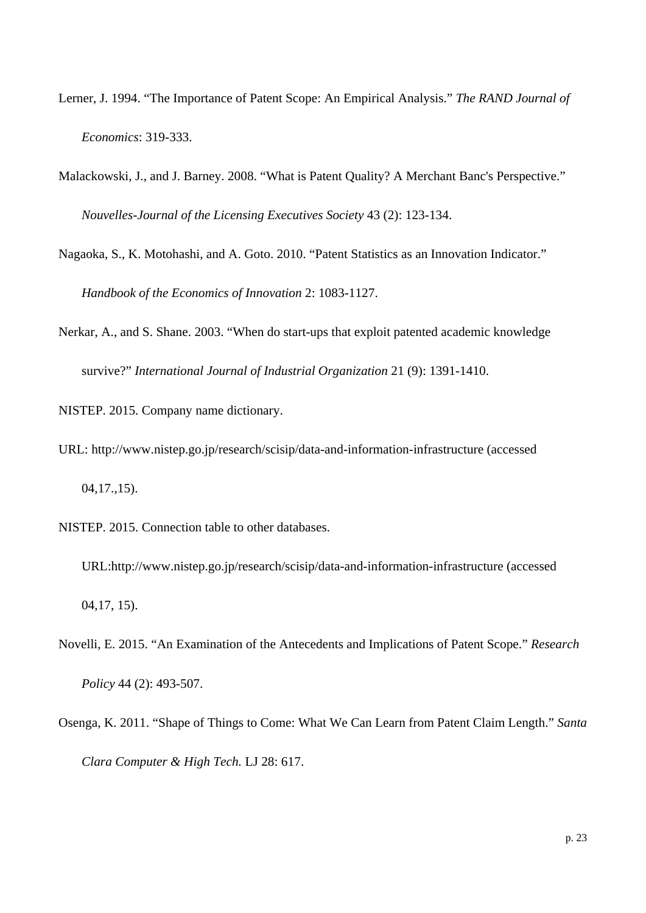Lerner, J. 1994. “The Importance of Patent Scope: An Empirical Analysis.” *The RAND Journal of Economics*: 319-333.

Malackowski, J., and J. Barney. 2008. “What is Patent Quality? A Merchant Banc's Perspective.” *Nouvelles-Journal of the Licensing Executives Society* 43 (2): 123-134.

Nagaoka, S., K. Motohashi, and A. Goto. 2010. “Patent Statistics as an Innovation Indicator.” *Handbook of the Economics of Innovation* 2: 1083-1127.

Nerkar, A., and S. Shane. 2003. “When do start-ups that exploit patented academic knowledge survive?” *International Journal of Industrial Organization* 21 (9): 1391-1410.

NISTEP. 2015. Company name dictionary.

URL: http://www.nistep.go.jp/research/scisip/data-and-information-infrastructure (accessed 04,17.,15).

NISTEP. 2015. Connection table to other databases. URL:http://www.nistep.go.jp/research/scisip/data-and-information-infrastructure (accessed 04,17, 15).

Novelli, E. 2015. “An Examination of the Antecedents and Implications of Patent Scope.” *Research Policy* 44 (2): 493-507.

Osenga, K. 2011. “Shape of Things to Come: What We Can Learn from Patent Claim Length.” *Santa Clara Computer & High Tech.* LJ 28: 617.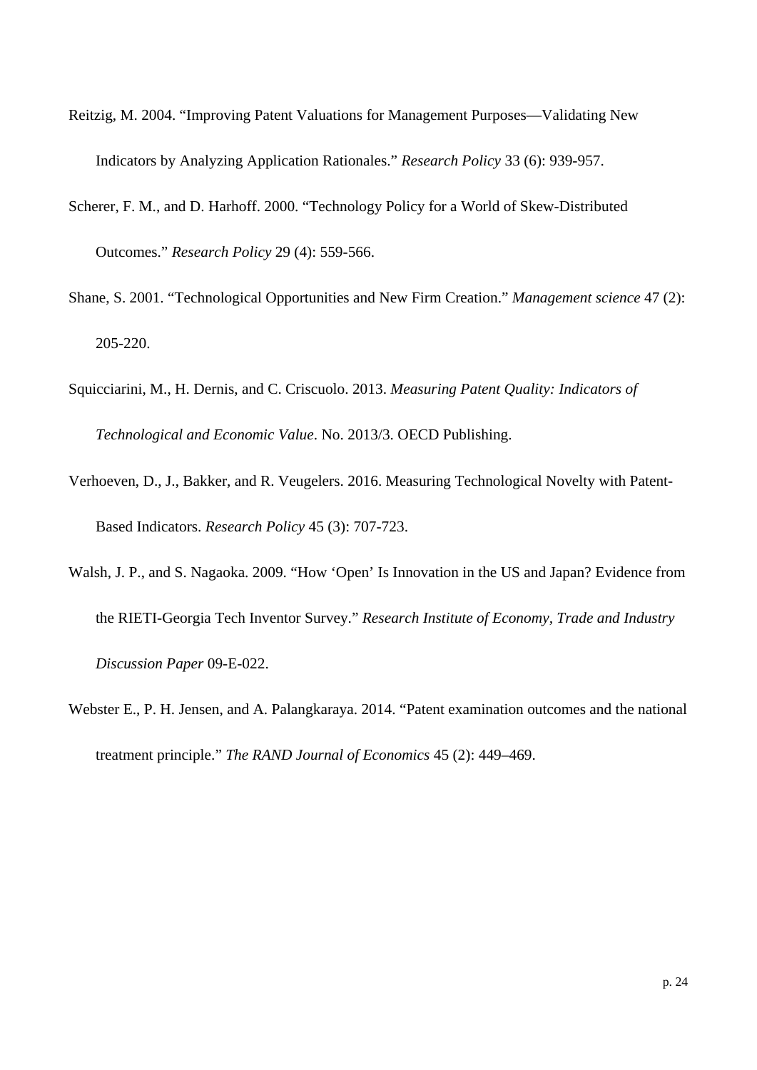Reitzig, M. 2004. “Improving Patent Valuations for Management Purposes—Validating New Indicators by Analyzing Application Rationales.” *Research Policy* 33 (6): 939-957.

Scherer, F. M., and D. Harhoff. 2000. “Technology Policy for a World of Skew-Distributed Outcomes.” *Research Policy* 29 (4): 559-566.

Shane, S. 2001. “Technological Opportunities and New Firm Creation.” *Management science* 47 (2): 205-220.

Squicciarini, M., H. Dernis, and C. Criscuolo. 2013. *Measuring Patent Quality: Indicators of Technological and Economic Value*. No. 2013/3. OECD Publishing.

Verhoeven, D., J., Bakker, and R. Veugelers. 2016. Measuring Technological Novelty with Patent-Based Indicators. *Research Policy* 45 (3): 707-723.

Walsh, J. P., and S. Nagaoka. 2009. “How ‘Open’ Is Innovation in the US and Japan? Evidence from the RIETI-Georgia Tech Inventor Survey.” *Research Institute of Economy, Trade and Industry Discussion Paper* 09-E-022.

Webster E., P. H. Jensen, and A. Palangkaraya. 2014. “Patent examination outcomes and the national treatment principle.” *The RAND Journal of Economics* 45 (2): 449–469.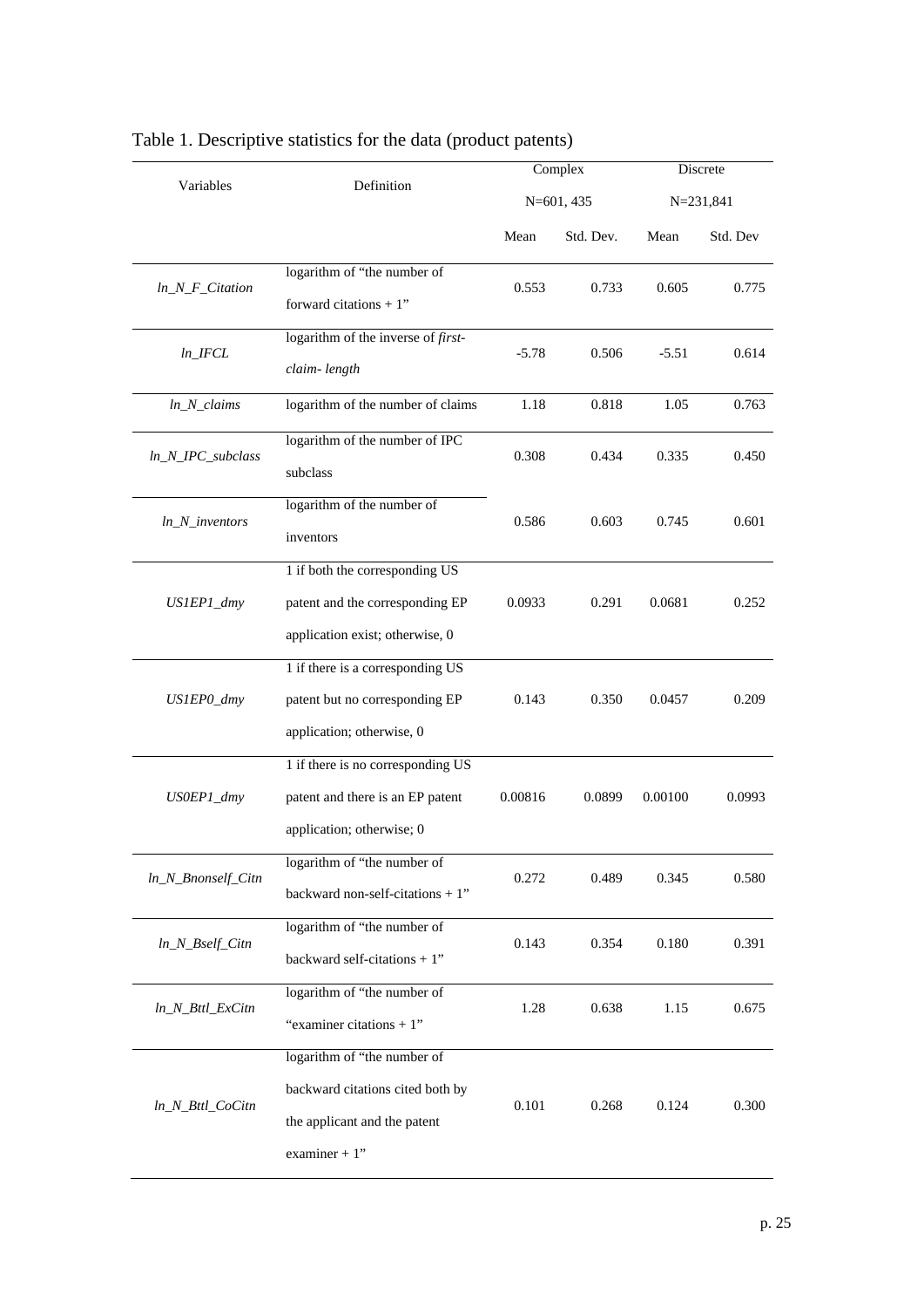Table 1. Descriptive statistics for the data (product patents)

| Variables | Definition | Complex N=601, 435 | | Discrete N=231,841 | |
|---|---|---|---|---|---|
| | | Mean | Std. Dev. | Mean | Std. Dev |
| *ln_N_F_Citation* | logarithm of "the number of forward citations + 1" | 0.553 | 0.733 | 0.605 | 0.775 |
| *ln_IFCL* | logarithm of the inverse of *first-claim- length* | -5.78 | 0.506 | -5.51 | 0.614 |
| *ln_N_claims* | logarithm of the number of claims | 1.18 | 0.818 | 1.05 | 0.763 |
| *ln_N_IPC_subclass* | logarithm of the number of IPC subclass | 0.308 | 0.434 | 0.335 | 0.450 |
| *ln_N_inventors* | logarithm of the number of inventors | 0.586 | 0.603 | 0.745 | 0.601 |
| *US1EP1_dmy* | 1 if both the corresponding US patent and the corresponding EP application exist; otherwise, 0 | 0.0933 | 0.291 | 0.0681 | 0.252 |
| *US1EP0_dmy* | 1 if there is a corresponding US patent but no corresponding EP application; otherwise, 0 | 0.143 | 0.350 | 0.0457 | 0.209 |
| *US0EP1_dmy* | 1 if there is no corresponding US patent and there is an EP patent application; otherwise; 0 | 0.00816 | 0.0899 | 0.00100 | 0.0993 |
| *ln_N_Bnonself_Citn* | logarithm of "the number of backward non-self-citations + 1" | 0.272 | 0.489 | 0.345 | 0.580 |
| *ln_N_Bself_Citn* | logarithm of "the number of backward self-citations + 1" | 0.143 | 0.354 | 0.180 | 0.391 |
| *ln_N_Bttl_ExCitn* | logarithm of "the number of "examiner citations + 1" | 1.28 | 0.638 | 1.15 | 0.675 |
| *ln_N_Bttl_CoCitn* | logarithm of "the number of backward citations cited both by the applicant and the patent examiner + 1" | 0.101 | 0.268 | 0.124 | 0.300 |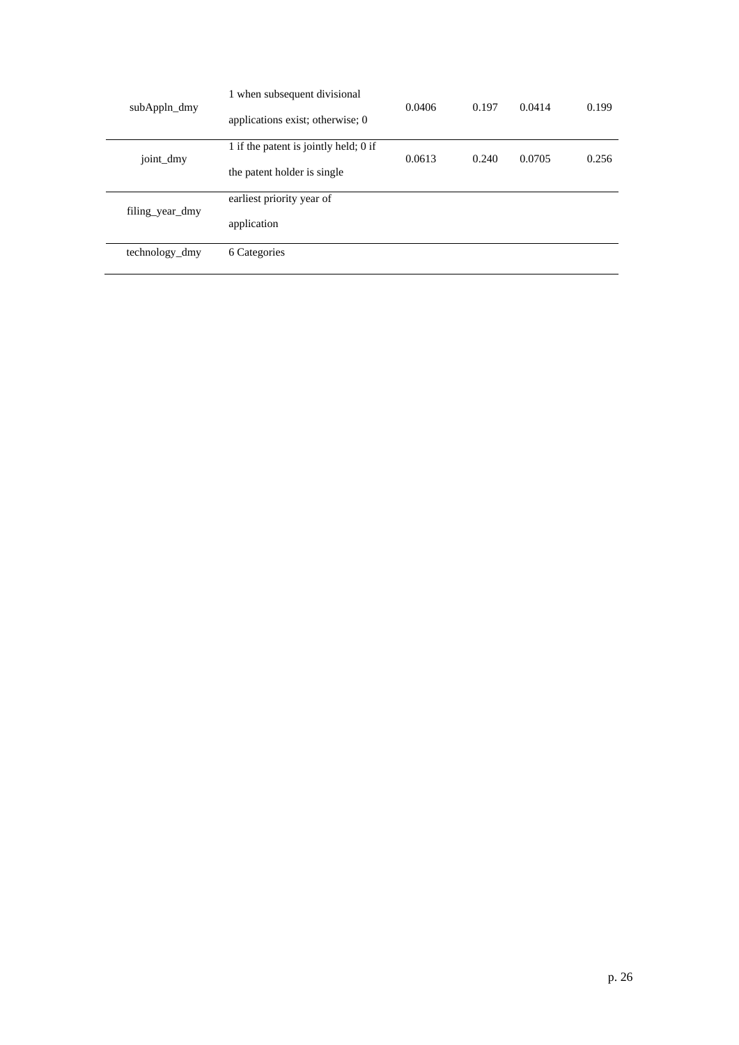| | | | | | |
|---|---|---|---|---|---|
| subAppln_dmy | 1 when subsequent divisional applications exist; otherwise; 0 | 0.0406 | 0.197 | 0.0414 | 0.199 |
| joint_dmy | 1 if the patent is jointly held; 0 if the patent holder is single | 0.0613 | 0.240 | 0.0705 | 0.256 |
| filing_year_dmy | earliest priority year of application | | | | |
| technology_dmy | 6 Categories | | | | |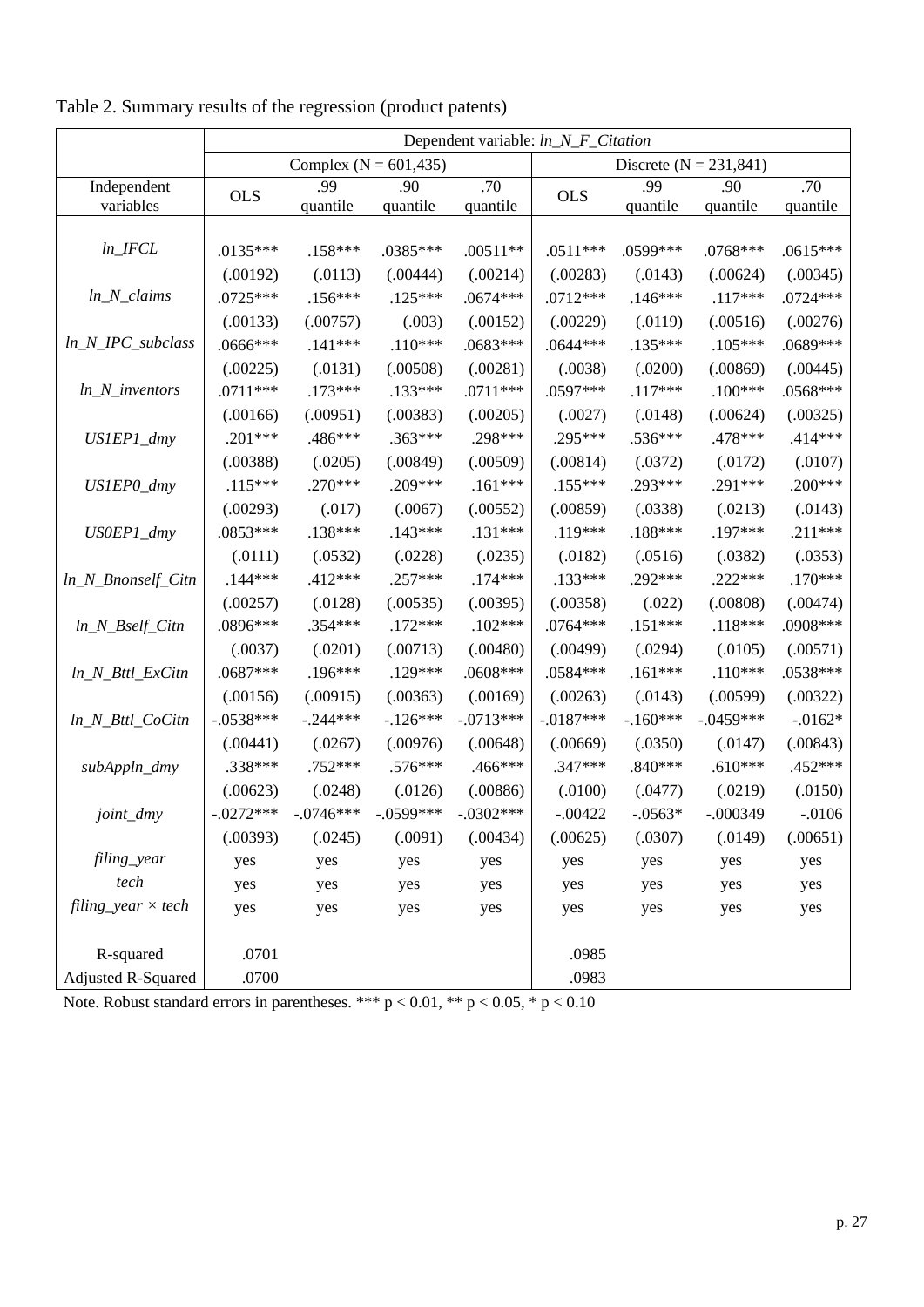Table 2. Summary results of the regression (product patents)

| | Dependent variable: *ln_N_F_Citation* | | | | | | | |
|---|---|---|---|---|---|---|---|---|
| | Complex (N = 601,435) | | | | Discrete (N = 231,841) | | | |
| Independent variables | OLS | .99 quantile | .90 quantile | .70 quantile | OLS | .99 quantile | .90 quantile | .70 quantile |
| *ln_IFCL* | .0135*** | .158*** | .0385*** | .00511** | .0511*** | .0599*** | .0768*** | .0615*** |
| | (.00192) | (.0113) | (.00444) | (.00214) | (.00283) | (.0143) | (.00624) | (.00345) |
| *ln_N_claims* | .0725*** | .156*** | .125*** | .0674*** | .0712*** | .146*** | .117*** | .0724*** |
| | (.00133) | (.00757) | (.003) | (.00152) | (.00229) | (.0119) | (.00516) | (.00276) |
| *ln_N_IPC_subclass* | .0666*** | .141*** | .110*** | .0683*** | .0644*** | .135*** | .105*** | .0689*** |
| | (.00225) | (.0131) | (.00508) | (.00281) | (.0038) | (.0200) | (.00869) | (.00445) |
| *ln_N_inventors* | .0711*** | .173*** | .133*** | .0711*** | .0597*** | .117*** | .100*** | .0568*** |
| | (.00166) | (.00951) | (.00383) | (.00205) | (.0027) | (.0148) | (.00624) | (.00325) |
| *US1EP1_dmy* | .201*** | .486*** | .363*** | .298*** | .295*** | .536*** | .478*** | .414*** |
| | (.00388) | (.0205) | (.00849) | (.00509) | (.00814) | (.0372) | (.0172) | (.0107) |
| *US1EP0_dmy* | .115*** | .270*** | .209*** | .161*** | .155*** | .293*** | .291*** | .200*** |
| | (.00293) | (.017) | (.0067) | (.00552) | (.00859) | (.0338) | (.0213) | (.0143) |
| *US0EP1_dmy* | .0853*** | .138*** | .143*** | .131*** | .119*** | .188*** | .197*** | .211*** |
| | (.0111) | (.0532) | (.0228) | (.0235) | (.0182) | (.0516) | (.0382) | (.0353) |
| *ln_N_Bnonself_Citn* | .144*** | .412*** | .257*** | .174*** | .133*** | .292*** | .222*** | .170*** |
| | (.00257) | (.0128) | (.00535) | (.00395) | (.00358) | (.022) | (.00808) | (.00474) |
| *ln_N_Bself_Citn* | .0896*** | .354*** | .172*** | .102*** | .0764*** | .151*** | .118*** | .0908*** |
| | (.0037) | (.0201) | (.00713) | (.00480) | (.00499) | (.0294) | (.0105) | (.00571) |
| *ln_N_Bttl_ExCitn* | .0687*** | .196*** | .129*** | .0608*** | .0584*** | .161*** | .110*** | .0538*** |
| | (.00156) | (.00915) | (.00363) | (.00169) | (.00263) | (.0143) | (.00599) | (.00322) |
| *ln_N_Bttl_CoCitn* | -.0538*** | -.244*** | -.126*** | -.0713*** | -.0187*** | -.160*** | -.0459*** | -.0162* |
| | (.00441) | (.0267) | (.00976) | (.00648) | (.00669) | (.0350) | (.0147) | (.00843) |
| *subAppln_dmy* | .338*** | .752*** | .576*** | .466*** | .347*** | .840*** | .610*** | .452*** |
| | (.00623) | (.0248) | (.0126) | (.00886) | (.0100) | (.0477) | (.0219) | (.0150) |
| *joint_dmy* | -.0272*** | -.0746*** | -.0599*** | -.0302*** | -.00422 | -.0563* | -.000349 | -.0106 |
| | (.00393) | (.0245) | (.0091) | (.00434) | (.00625) | (.0307) | (.0149) | (.00651) |
| *filing_year* | yes | yes | yes | yes | yes | yes | yes | yes |
| *tech* | yes | yes | yes | yes | yes | yes | yes | yes |
| *filing_year × tech* | yes | yes | yes | yes | yes | yes | yes | yes |
| R-squared | .0701 | | | | .0985 | | | |
| Adjusted R-Squared | .0700 | | | | .0983 | | | |

Note. Robust standard errors in parentheses. *** p < 0.01, ** p < 0.05, * p < 0.10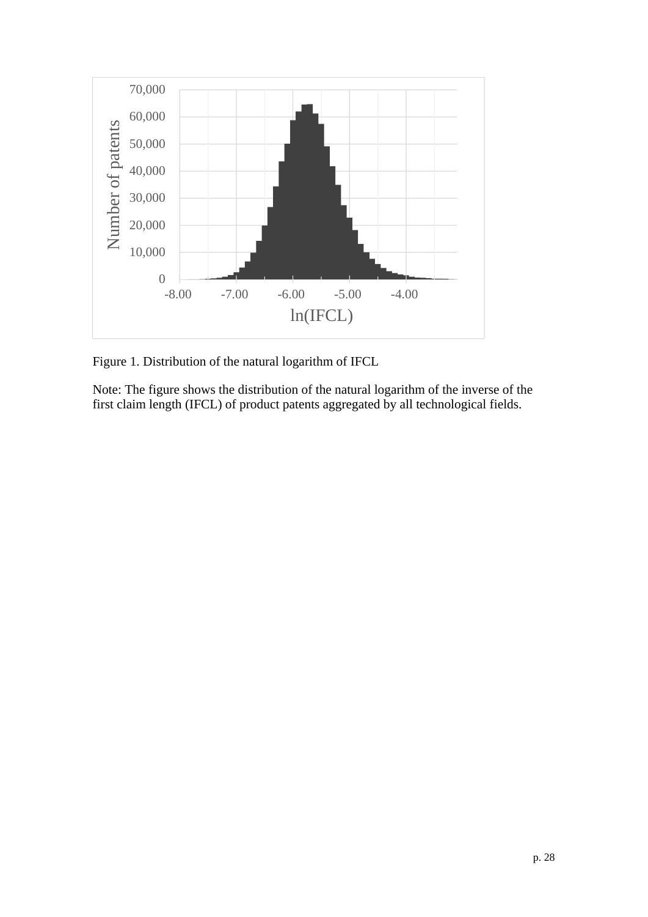Figure 1. Distribution of the natural logarithm of IFCL

Note: The figure shows the distribution of the natural logarithm of the inverse of the first claim length (IFCL) of product patents aggregated by all technological fields.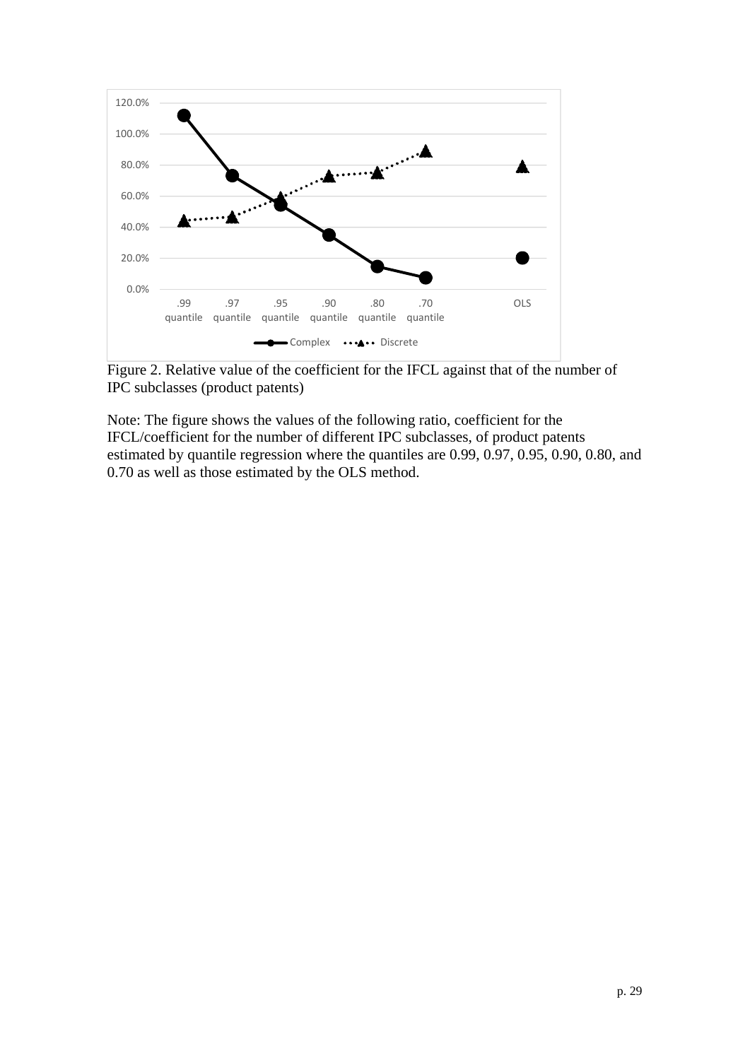Figure 2. Relative value of the coefficient for the IFCL against that of the number of IPC subclasses (product patents)

Note: The figure shows the values of the following ratio, coefficient for the IFCL/coefficient for the number of different IPC subclasses, of product patents estimated by quantile regression where the quantiles are 0.99, 0.97, 0.95, 0.90, 0.80, and 0.70 as well as those estimated by the OLS method.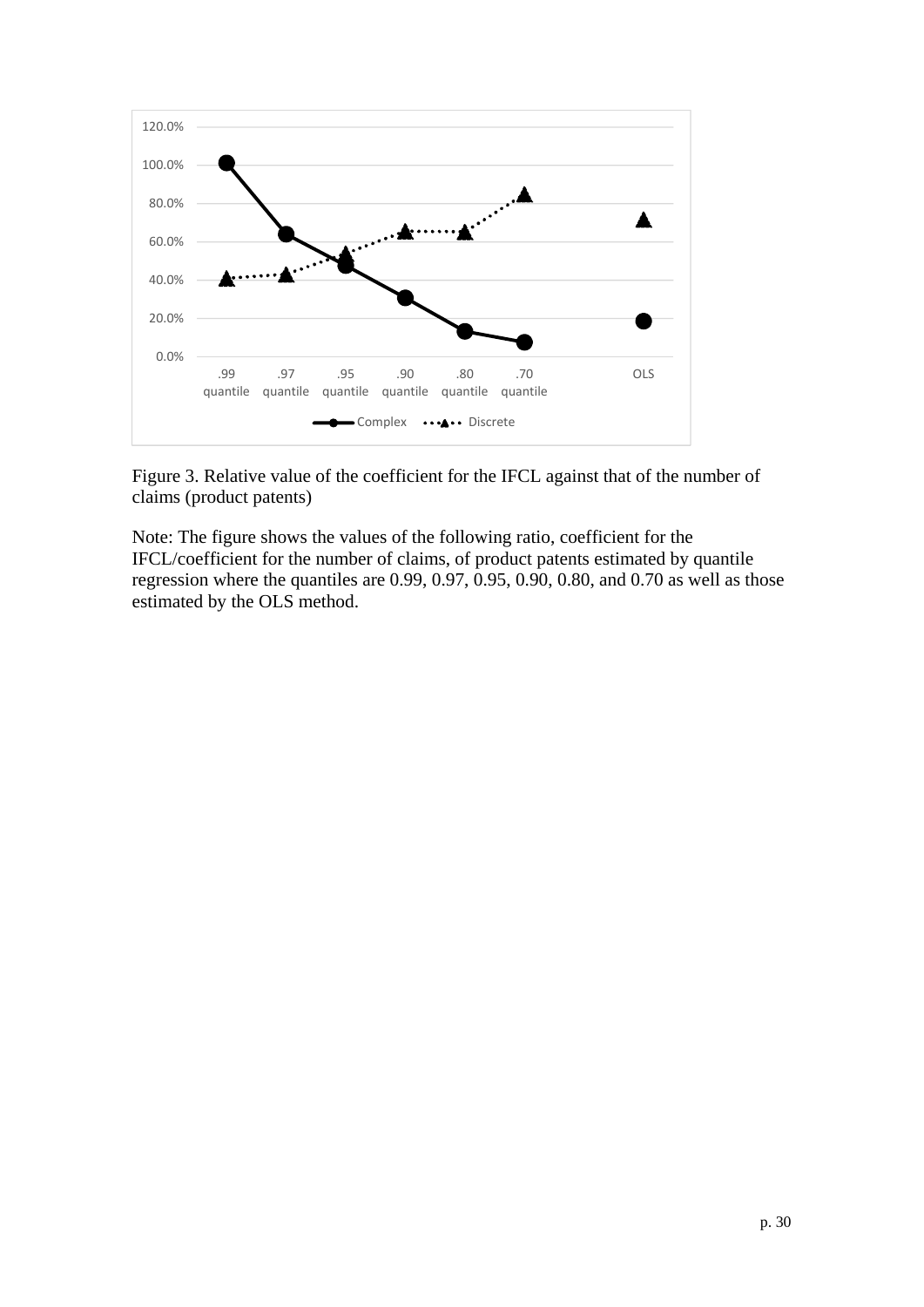Figure 3. Relative value of the coefficient for the IFCL against that of the number of claims (product patents)

Note: The figure shows the values of the following ratio, coefficient for the IFCL/coefficient for the number of claims, of product patents estimated by quantile regression where the quantiles are 0.99, 0.97, 0.95, 0.90, 0.80, and 0.70 as well as those estimated by the OLS method.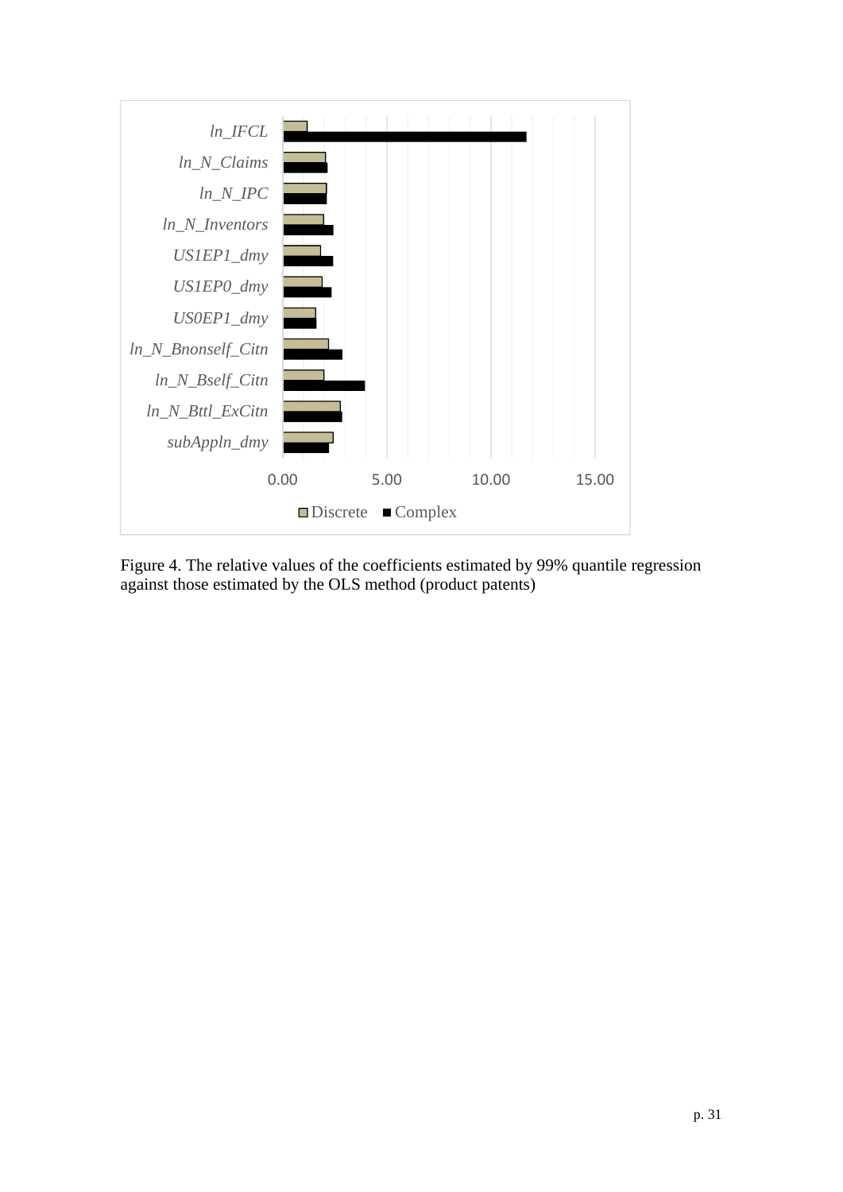Figure 4. The relative values of the coefficients estimated by 99% quantile regression against those estimated by the OLS method (product patents)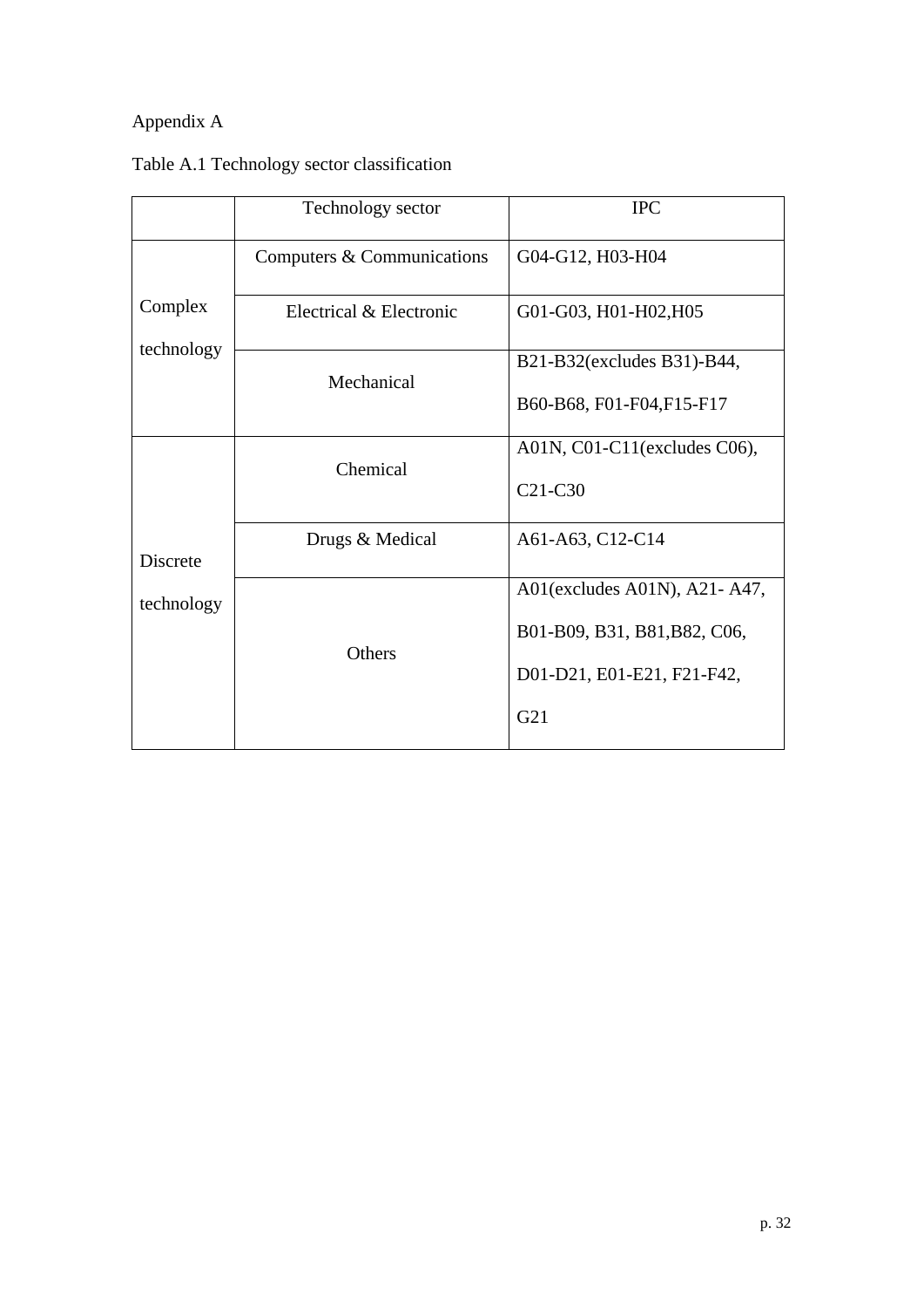Appendix A

Table A.1 Technology sector classification

| | Technology sector | IPC |
|---|---|---|
| Complex technology | Computers & Communications | G04-G12, H03-H04 |
| | Electrical & Electronic | G01-G03, H01-H02,H05 |
| | Mechanical | B21-B32(excludes B31)-B44, B60-B68, F01-F04,F15-F17 |
| Discrete technology | Chemical | A01N, C01-C11(excludes C06), C21-C30 |
| | Drugs & Medical | A61-A63, C12-C14 |
| | Others | A01(excludes A01N), A21- A47, B01-B09, B31, B81,B82, C06, D01-D21, E01-E21, F21-F42, G21 |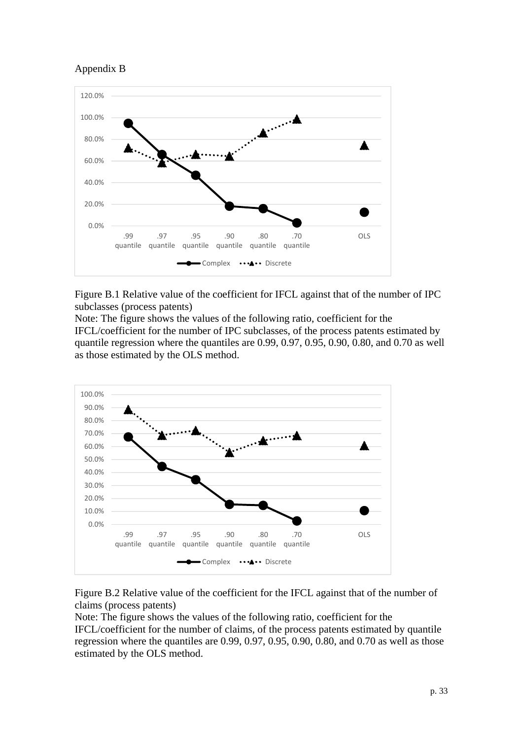Appendix B

Figure B.1 Relative value of the coefficient for IFCL against that of the number of IPC subclasses (process patents)

Note: The figure shows the values of the following ratio, coefficient for the IFCL/coefficient for the number of IPC subclasses, of the process patents estimated by quantile regression where the quantiles are 0.99, 0.97, 0.95, 0.90, 0.80, and 0.70 as well as those estimated by the OLS method.

Figure B.2 Relative value of the coefficient for the IFCL against that of the number of claims (process patents)

Note: The figure shows the values of the following ratio, coefficient for the IFCL/coefficient for the number of claims, of the process patents estimated by quantile regression where the quantiles are 0.99, 0.97, 0.95, 0.90, 0.80, and 0.70 as well as those estimated by the OLS method.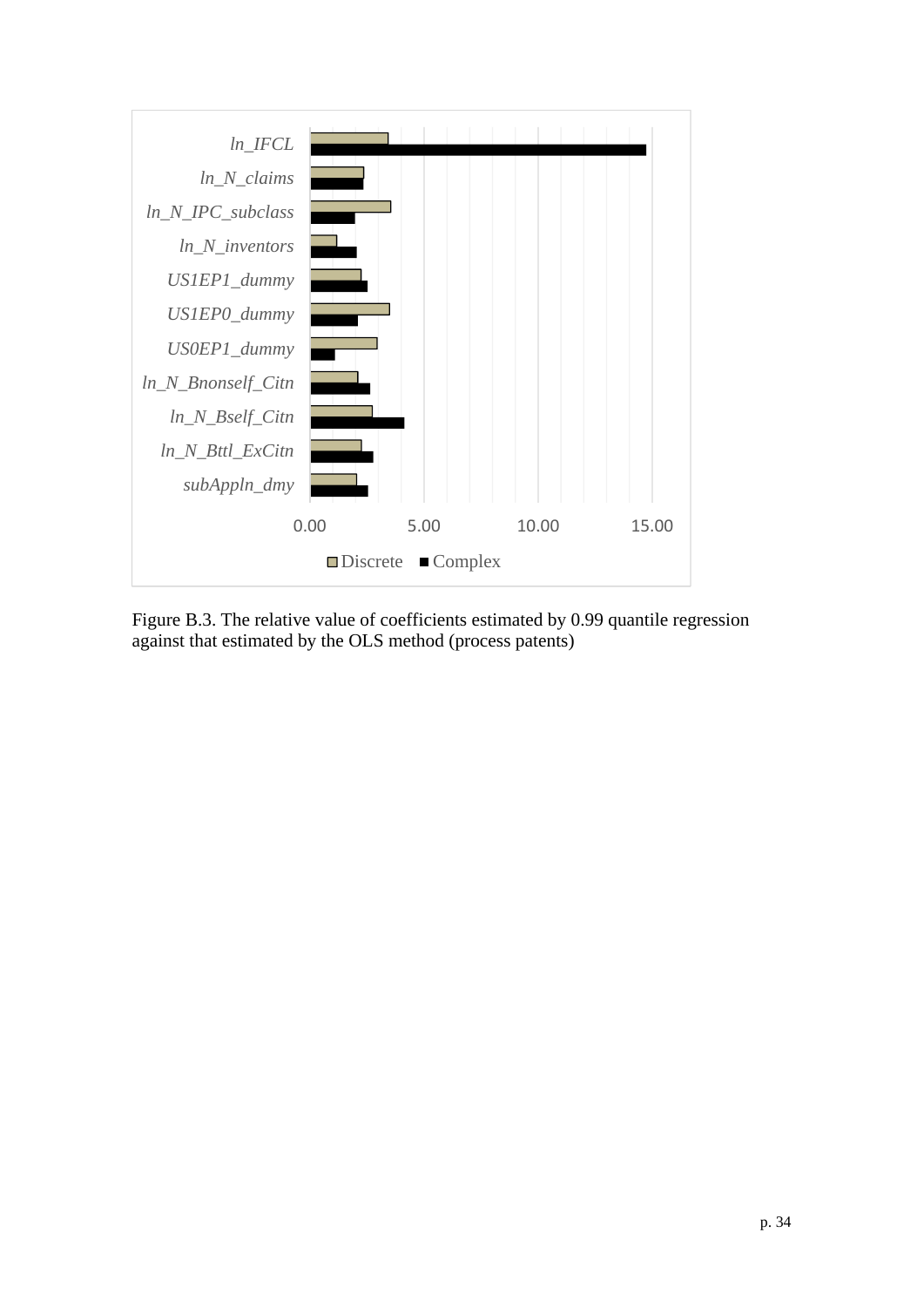Figure B.3. The relative value of coefficients estimated by 0.99 quantile regression against that estimated by the OLS method (process patents)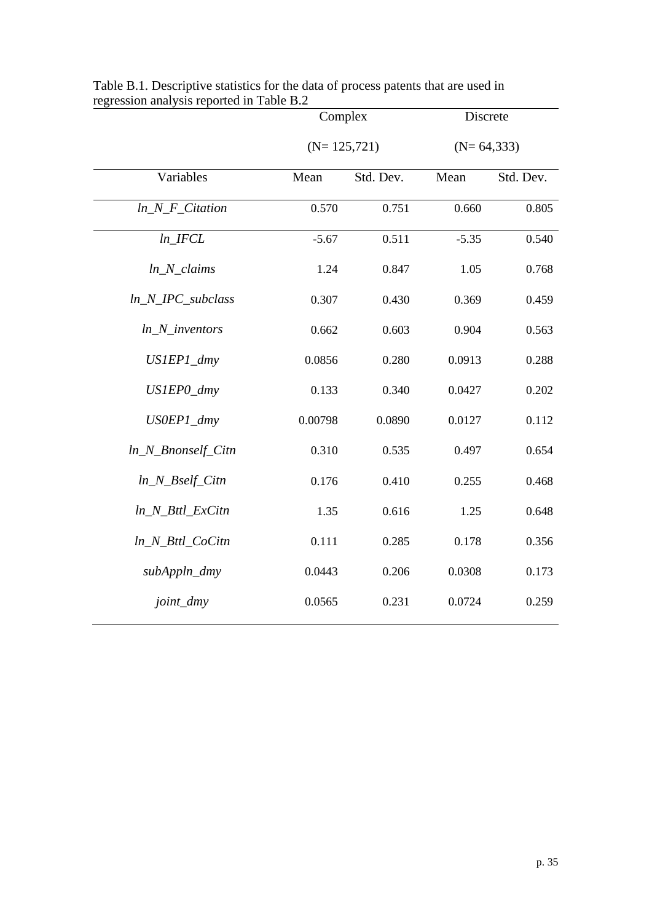Table B.1. Descriptive statistics for the data of process patents that are used in regression analysis reported in Table B.2

| | Complex | | Discrete | |
|---|---|---|---|---|
| | (N= 125,721) | | (N= 64,333) | |
| Variables | Mean | Std. Dev. | Mean | Std. Dev. |
| *ln_N_F_Citation* | 0.570 | 0.751 | 0.660 | 0.805 |
| *ln_IFCL* | -5.67 | 0.511 | -5.35 | 0.540 |
| *ln_N_claims* | 1.24 | 0.847 | 1.05 | 0.768 |
| *ln_N_IPC_subclass* | 0.307 | 0.430 | 0.369 | 0.459 |
| *ln_N_inventors* | 0.662 | 0.603 | 0.904 | 0.563 |
| *US1EP1_dmy* | 0.0856 | 0.280 | 0.0913 | 0.288 |
| *US1EP0_dmy* | 0.133 | 0.340 | 0.0427 | 0.202 |
| *US0EP1_dmy* | 0.00798 | 0.0890 | 0.0127 | 0.112 |
| *ln_N_Bnonself_Citn* | 0.310 | 0.535 | 0.497 | 0.654 |
| *ln_N_Bself_Citn* | 0.176 | 0.410 | 0.255 | 0.468 |
| *ln_N_Bttl_ExCitn* | 1.35 | 0.616 | 1.25 | 0.648 |
| *ln_N_Bttl_CoCitn* | 0.111 | 0.285 | 0.178 | 0.356 |
| *subAppln_dmy* | 0.0443 | 0.206 | 0.0308 | 0.173 |
| *joint_dmy* | 0.0565 | 0.231 | 0.0724 | 0.259 |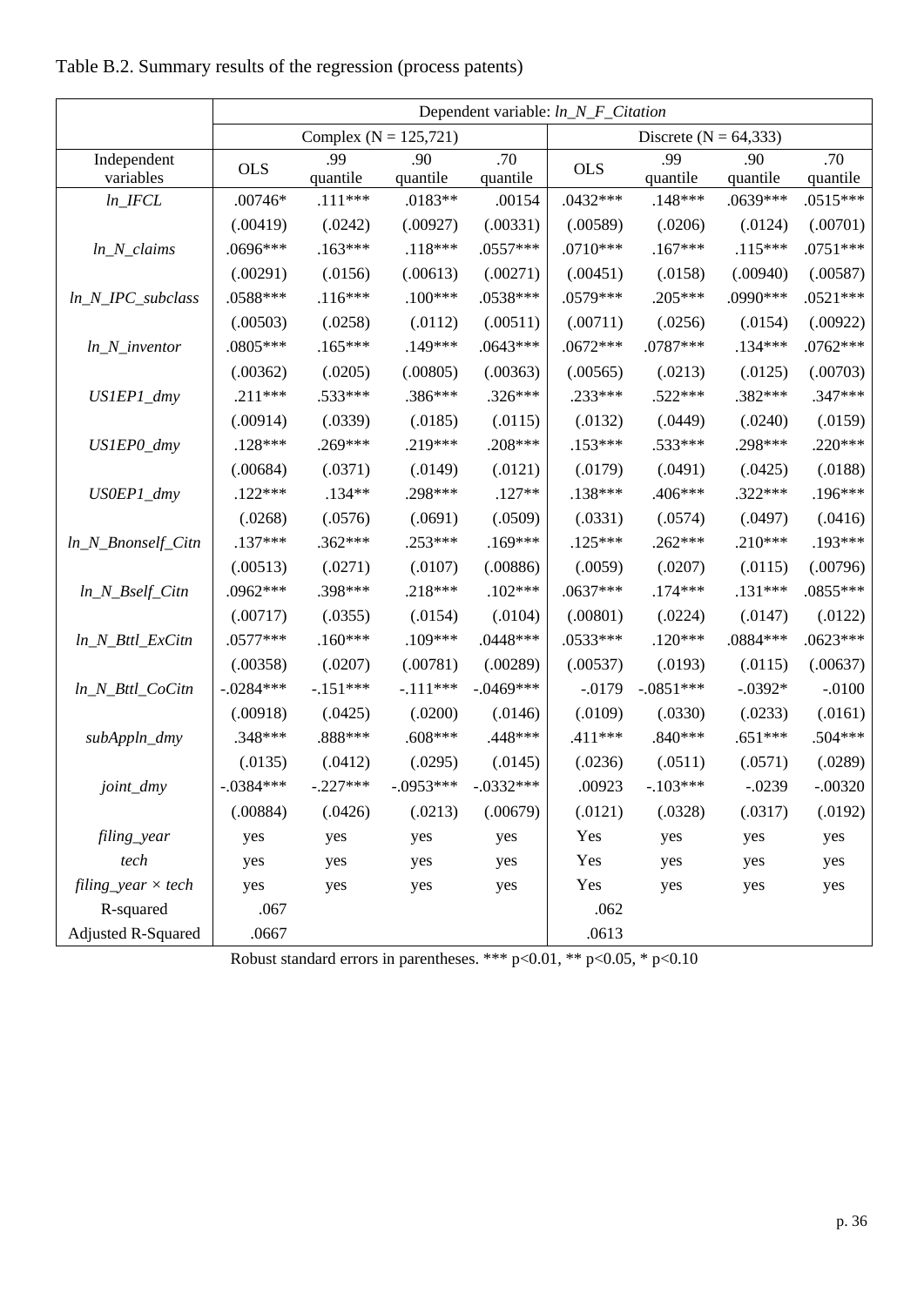Table B.2. Summary results of the regression (process patents)

| | Dependent variable: *ln_N_F_Citation* | | | | | | | |
|---|---|---|---|---|---|---|---|---|
| | Complex (N = 125,721) | | | | Discrete (N = 64,333) | | | |
| Independent variables | OLS | .99 quantile | .90 quantile | .70 quantile | OLS | .99 quantile | .90 quantile | .70 quantile |
| *ln_IFCL* | .00746* | .111*** | .0183** | .00154 | .0432*** | .148*** | .0639*** | .0515*** |
| | (.00419) | (.0242) | (.00927) | (.00331) | (.00589) | (.0206) | (.0124) | (.00701) |
| *ln_N_claims* | .0696*** | .163*** | .118*** | .0557*** | .0710*** | .167*** | .115*** | .0751*** |
| | (.00291) | (.0156) | (.00613) | (.00271) | (.00451) | (.0158) | (.00940) | (.00587) |
| *ln_N_IPC_subclass* | .0588*** | .116*** | .100*** | .0538*** | .0579*** | .205*** | .0990*** | .0521*** |
| | (.00503) | (.0258) | (.0112) | (.00511) | (.00711) | (.0256) | (.0154) | (.00922) |
| *ln_N_inventor* | .0805*** | .165*** | .149*** | .0643*** | .0672*** | .0787*** | .134*** | .0762*** |
| | (.00362) | (.0205) | (.00805) | (.00363) | (.00565) | (.0213) | (.0125) | (.00703) |
| *US1EP1_dmy* | .211*** | .533*** | .386*** | .326*** | .233*** | .522*** | .382*** | .347*** |
| | (.00914) | (.0339) | (.0185) | (.0115) | (.0132) | (.0449) | (.0240) | (.0159) |
| *US1EP0_dmy* | .128*** | .269*** | .219*** | .208*** | .153*** | .533*** | .298*** | .220*** |
| | (.00684) | (.0371) | (.0149) | (.0121) | (.0179) | (.0491) | (.0425) | (.0188) |
| *US0EP1_dmy* | .122*** | .134** | .298*** | .127** | .138*** | .406*** | .322*** | .196*** |
| | (.0268) | (.0576) | (.0691) | (.0509) | (.0331) | (.0574) | (.0497) | (.0416) |
| *ln_N_Bnonself_Citn* | .137*** | .362*** | .253*** | .169*** | .125*** | .262*** | .210*** | .193*** |
| | (.00513) | (.0271) | (.0107) | (.00886) | (.0059) | (.0207) | (.0115) | (.00796) |
| *ln_N_Bself_Citn* | .0962*** | .398*** | .218*** | .102*** | .0637*** | .174*** | .131*** | .0855*** |
| | (.00717) | (.0355) | (.0154) | (.0104) | (.00801) | (.0224) | (.0147) | (.0122) |
| *ln_N_Bttl_ExCitn* | .0577*** | .160*** | .109*** | .0448*** | .0533*** | .120*** | .0884*** | .0623*** |
| | (.00358) | (.0207) | (.00781) | (.00289) | (.00537) | (.0193) | (.0115) | (.00637) |
| *ln_N_Bttl_CoCitn* | -.0284*** | -.151*** | -.111*** | -.0469*** | -.0179 | -.0851*** | -.0392* | -.0100 |
| | (.00918) | (.0425) | (.0200) | (.0146) | (.0109) | (.0330) | (.0233) | (.0161) |
| *subAppln_dmy* | .348*** | .888*** | .608*** | .448*** | .411*** | .840*** | .651*** | .504*** |
| | (.0135) | (.0412) | (.0295) | (.0145) | (.0236) | (.0511) | (.0571) | (.0289) |
| *joint_dmy* | -.0384*** | -.227*** | -.0953*** | -.0332*** | .00923 | -.103*** | -.0239 | -.00320 |
| | (.00884) | (.0426) | (.0213) | (.00679) | (.0121) | (.0328) | (.0317) | (.0192) |
| *filing_year* | yes | yes | yes | yes | Yes | yes | yes | yes |
| *tech* | yes | yes | yes | yes | Yes | yes | yes | yes |
| *filing_year × tech* | yes | yes | yes | yes | Yes | yes | yes | yes |
| R-squared | .067 | | | | .062 | | | |
| Adjusted R-Squared | .0667 | | | | .0613 | | | |

Robust standard errors in parentheses. *** p<0.01, ** p<0.05, * p<0.10